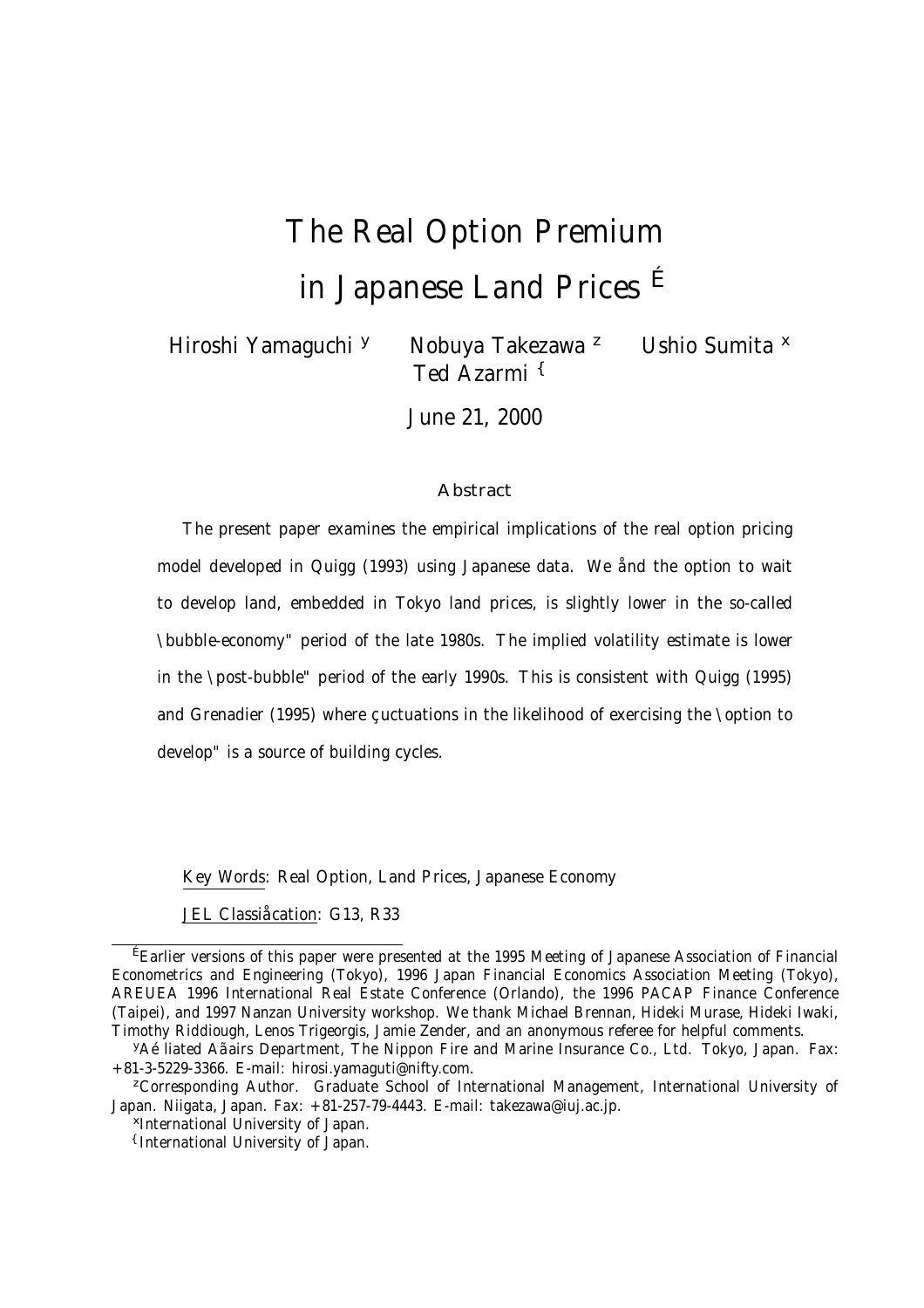# The Real Option Premium in Japanese Land Prices [*]

Hiroshi Yamaguchi [†] Nobuya Takezawa [‡] Ushio Sumita [§] Ted Azarmi [¶]

June 21, 2000

## Abstract

The present paper examines the empirical implications of the real option pricing model developed in Quigg (1993) using Japanese data. We find the option to wait to develop land, embedded in Tokyo land prices, is slightly lower in the so-called "bubble-economy" period of the late 1980s. The implied volatility estimate is lower in the "post-bubble" period of the early 1990s. This is consistent with Quigg (1995) and Grenadier (1995) where fluctuations in the likelihood of exercising the "option to develop" is a source of building cycles.

Key Words: Real Option, Land Prices, Japanese Economy

JEL Classification: G13, R33

---

[*] Earlier versions of this paper were presented at the 1995 Meeting of Japanese Association of Financial Econometrics and Engineering (Tokyo), 1996 Japan Financial Economics Association Meeting (Tokyo), AREUEA 1996 International Real Estate Conference (Orlando), the 1996 PACAP Finance Conference (Taipei), and 1997 Nanzan University workshop. We thank Michael Brennan, Hideki Murase, Hideki Iwaki, Timothy Riddiough, Lenos Trigeorgis, Jamie Zender, and an anonymous referee for helpful comments.

[†] Affiliated Affairs Department, The Nippon Fire and Marine Insurance Co., Ltd. Tokyo, Japan. Fax: +81-3-5229-3366. E-mail: hirosi.yamaguti@nifty.com.

[‡] Corresponding Author. Graduate School of International Management, International University of Japan. Niigata, Japan. Fax: +81-257-79-4443. E-mail: takezawa@iuj.ac.jp.

[§] International University of Japan.

[¶] International University of Japan.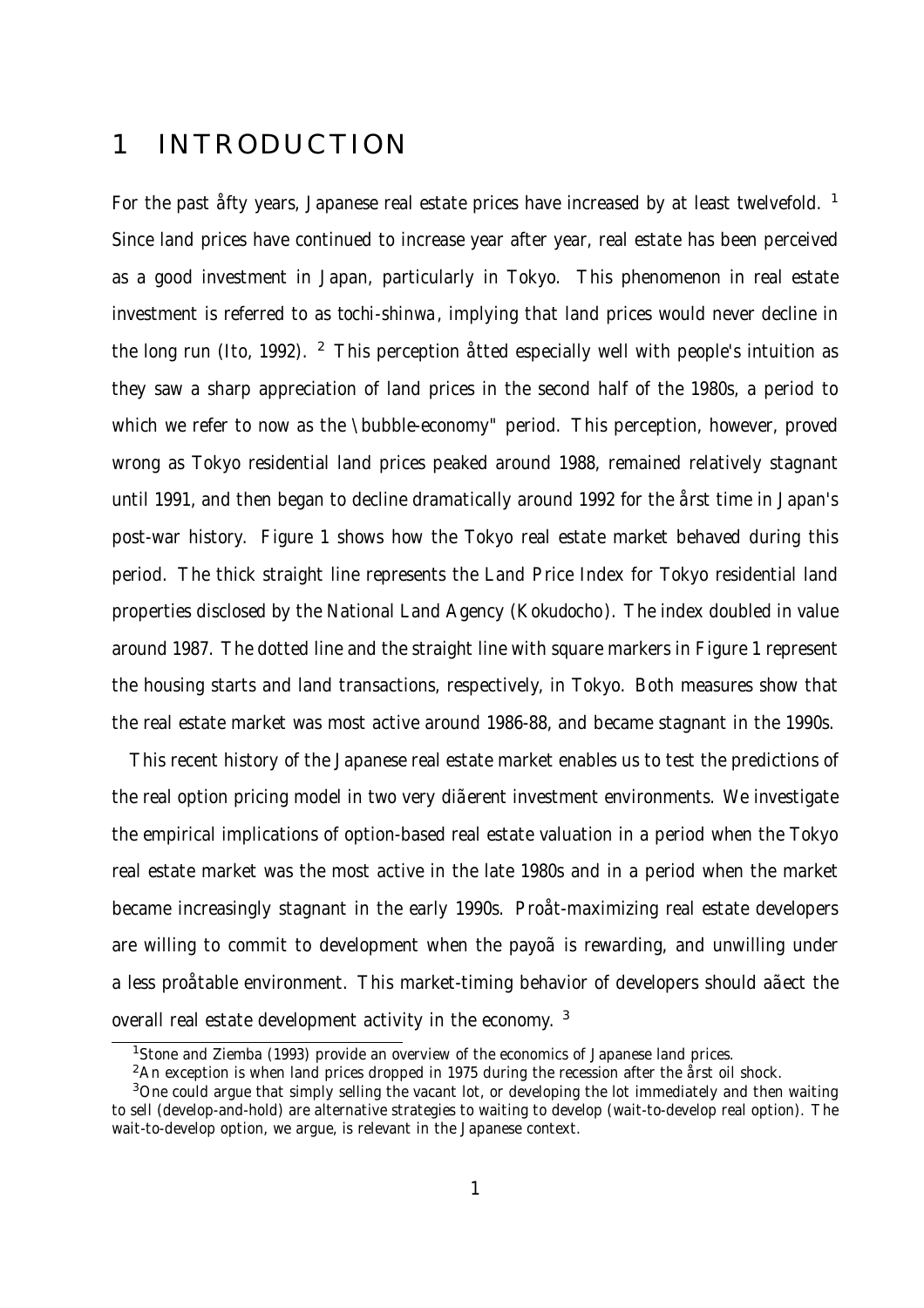# 1 INTRODUCTION

For the past fifty years, Japanese real estate prices have increased by at least twelvefold. [1] Since land prices have continued to increase year after year, real estate has been perceived as a good investment in Japan, particularly in Tokyo. This phenomenon in real estate investment is referred to as *tochi-shinwa*, implying that land prices would never decline in the long run (Ito, 1992). [2] This perception fitted especially well with people's intuition as they saw a sharp appreciation of land prices in the second half of the 1980s, a period to which we refer to now as the "bubble-economy" period. This perception, however, proved wrong as Tokyo residential land prices peaked around 1988, remained relatively stagnant until 1991, and then began to decline dramatically around 1992 for the first time in Japan's post-war history. Figure 1 shows how the Tokyo real estate market behaved during this period. The thick straight line represents the Land Price Index for Tokyo residential land properties disclosed by the National Land Agency (Kokudocho). The index doubled in value around 1987. The dotted line and the straight line with square markers in Figure 1 represent the housing starts and land transactions, respectively, in Tokyo. Both measures show that the real estate market was most active around 1986-88, and became stagnant in the 1990s.

This recent history of the Japanese real estate market enables us to test the predictions of the real option pricing model in two very different investment environments. We investigate the empirical implications of option-based real estate valuation in a period when the Tokyo real estate market was the most active in the late 1980s and in a period when the market became increasingly stagnant in the early 1990s. Profit-maximizing real estate developers are willing to commit to development when the payoff is rewarding, and unwilling under a less profitable environment. This market-timing behavior of developers should affect the overall real estate development activity in the economy. [3]

[1] Stone and Ziemba (1993) provide an overview of the economics of Japanese land prices.

[2] An exception is when land prices dropped in 1975 during the recession after the first oil shock.

[3] One could argue that simply selling the vacant lot, or developing the lot immediately and then waiting to sell (develop-and-hold) are alternative strategies to waiting to develop (wait-to-develop real option). The wait-to-develop option, we argue, is relevant in the Japanese context.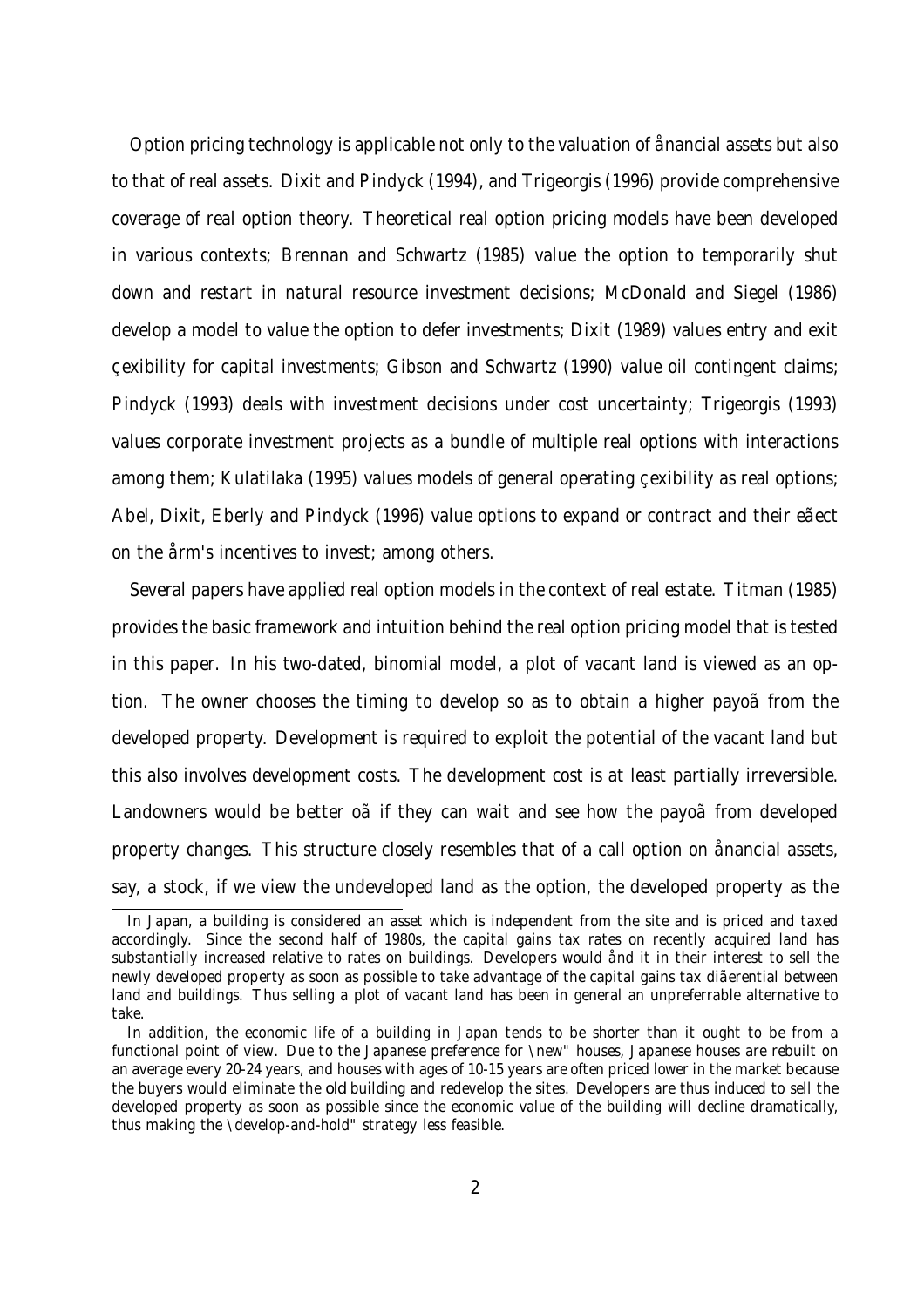Option pricing technology is applicable not only to the valuation of financial assets but also to that of real assets. Dixit and Pindyck (1994), and Trigeorgis (1996) provide comprehensive coverage of real option theory. Theoretical real option pricing models have been developed in various contexts; Brennan and Schwartz (1985) value the option to temporarily shut down and restart in natural resource investment decisions; McDonald and Siegel (1986) develop a model to value the option to defer investments; Dixit (1989) values entry and exit flexibility for capital investments; Gibson and Schwartz (1990) value oil contingent claims; Pindyck (1993) deals with investment decisions under cost uncertainty; Trigeorgis (1993) values corporate investment projects as a bundle of multiple real options with interactions among them; Kulatilaka (1995) values models of general operating flexibility as real options; Abel, Dixit, Eberly and Pindyck (1996) value options to expand or contract and their effect on the firm's incentives to invest; among others.

Several papers have applied real option models in the context of real estate. Titman (1985) provides the basic framework and intuition behind the real option pricing model that is tested in this paper. In his two-dated, binomial model, a plot of vacant land is viewed as an option. The owner chooses the timing to develop so as to obtain a higher payoff from the developed property. Development is required to exploit the potential of the vacant land but this also involves development costs. The development cost is at least partially irreversible. Landowners would be better off if they can wait and see how the payoff from developed property changes. This structure closely resembles that of a call option on financial assets, say, a stock, if we view the undeveloped land as the option, the developed property as the

In Japan, a building is considered an asset which is independent from the site and is priced and taxed accordingly. Since the second half of 1980s, the capital gains tax rates on recently acquired land has substantially increased relative to rates on buildings. Developers would find it in their interest to sell the newly developed property as soon as possible to take advantage of the capital gains tax differential between land and buildings. Thus selling a plot of vacant land has been in general an unpreferrable alternative to take.

In addition, the economic life of a building in Japan tends to be shorter than it ought to be from a functional point of view. Due to the Japanese preference for "new" houses, Japanese houses are rebuilt on an average every 20-24 years, and houses with ages of 10-15 years are often priced lower in the market because the buyers would eliminate the old building and redevelop the sites. Developers are thus induced to sell the developed property as soon as possible since the economic value of the building will decline dramatically, thus making the "develop-and-hold" strategy less feasible.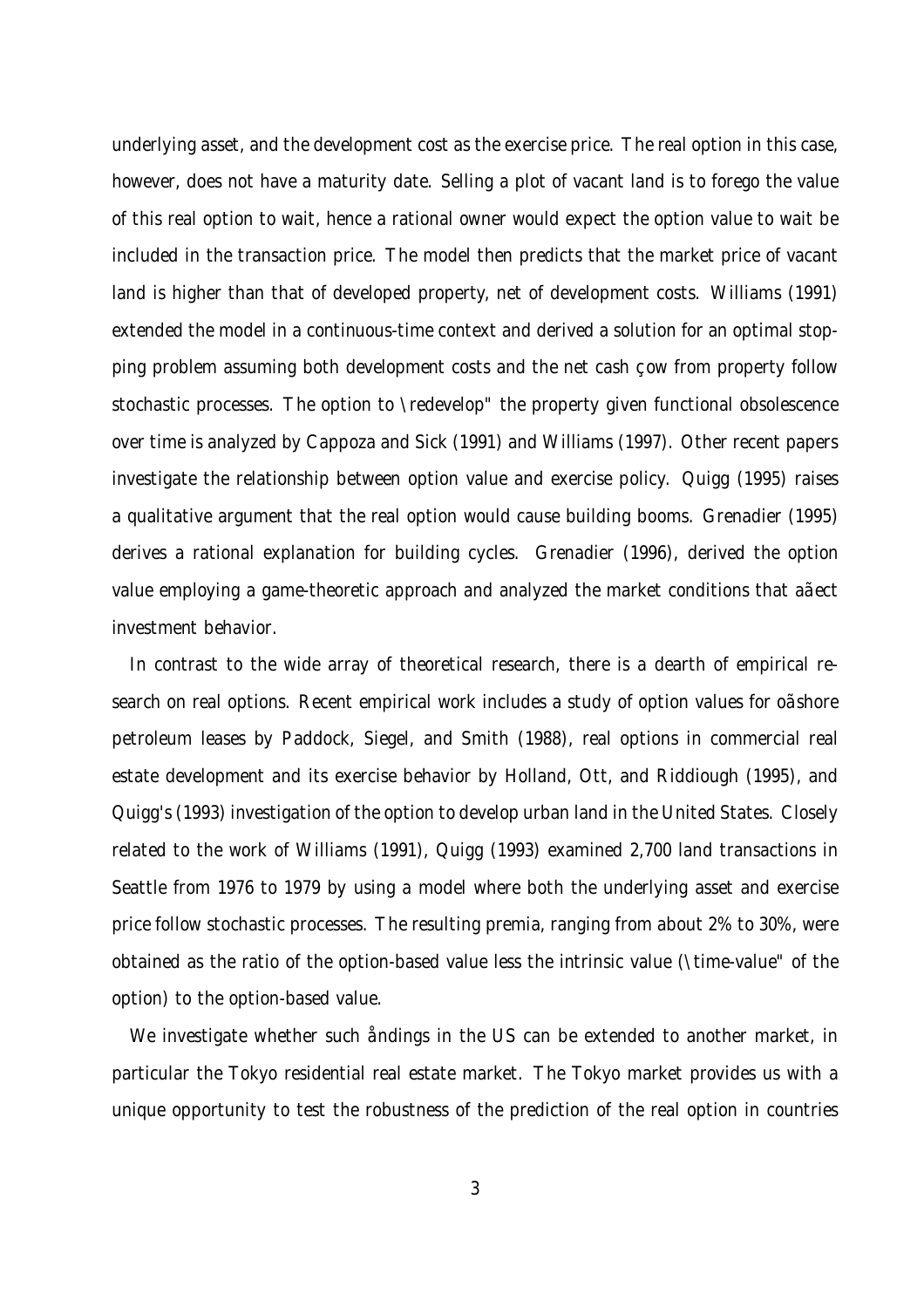underlying asset, and the development cost as the exercise price. The real option in this case, however, does not have a maturity date. Selling a plot of vacant land is to forego the value of this real option to wait, hence a rational owner would expect the option value to wait be included in the transaction price. The model then predicts that the market price of vacant land is higher than that of developed property, net of development costs. Williams (1991) extended the model in a continuous-time context and derived a solution for an optimal stopping problem assuming both development costs and the net cash flow from property follow stochastic processes. The option to "redevelop" the property given functional obsolescence over time is analyzed by Cappoza and Sick (1991) and Williams (1997). Other recent papers investigate the relationship between option value and exercise policy. Quigg (1995) raises a qualitative argument that the real option would cause building booms. Grenadier (1995) derives a rational explanation for building cycles. Grenadier (1996), derived the option value employing a game-theoretic approach and analyzed the market conditions that affect investment behavior.

In contrast to the wide array of theoretical research, there is a dearth of empirical research on real options. Recent empirical work includes a study of option values for offshore petroleum leases by Paddock, Siegel, and Smith (1988), real options in commercial real estate development and its exercise behavior by Holland, Ott, and Riddiough (1995), and Quigg's (1993) investigation of the option to develop urban land in the United States. Closely related to the work of Williams (1991), Quigg (1993) examined 2,700 land transactions in Seattle from 1976 to 1979 by using a model where both the underlying asset and exercise price follow stochastic processes. The resulting premia, ranging from about 2% to 30%, were obtained as the ratio of the option-based value less the intrinsic value ("time-value" of the option) to the option-based value.

We investigate whether such findings in the US can be extended to another market, in particular the Tokyo residential real estate market. The Tokyo market provides us with a unique opportunity to test the robustness of the prediction of the real option in countries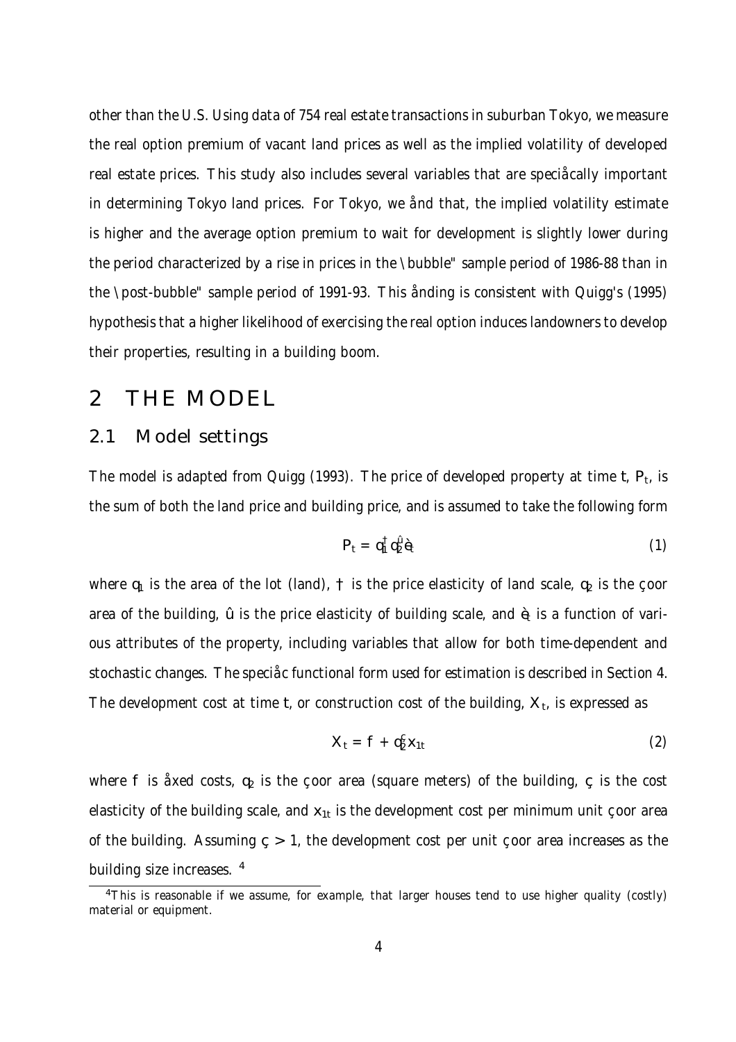other than the U.S. Using data of 754 real estate transactions in suburban Tokyo, we measure the real option premium of vacant land prices as well as the implied volatility of developed real estate prices. This study also includes several variables that are specifically important in determining Tokyo land prices. For Tokyo, we find that, the implied volatility estimate is higher and the average option premium to wait for development is slightly lower during the period characterized by a rise in prices in the "bubble" sample period of 1986-88 than in the "post-bubble" sample period of 1991-93. This finding is consistent with Quigg's (1995) hypothesis that a higher likelihood of exercising the real option induces landowners to develop their properties, resulting in a building boom.

# 2 THE MODEL

## 2.1 Model settings

The model is adapted from Quigg (1993). The price of developed property at time $t$, $P_t$, is the sum of both the land price and building price, and is assumed to take the following form

$$P_t = q_1^{\alpha} q_2^{\beta} \varepsilon_t \tag{1}$$

where $q_1$ is the area of the lot (land), $\alpha$ is the price elasticity of land scale, $q_2$ is the floor area of the building, $\beta$ is the price elasticity of building scale, and $\varepsilon_t$ is a function of various attributes of the property, including variables that allow for both time-dependent and stochastic changes. The specific functional form used for estimation is described in Section 4. The development cost at time $t$, or construction cost of the building, $X_t$, is expressed as

$$X_t = f + q_2^{\gamma} x_{1t} \tag{2}$$

where $f$ is fixed costs, $q_2$ is the floor area (square meters) of the building, $\gamma$ is the cost elasticity of the building scale, and $x_{1t}$ is the development cost per minimum unit floor area of the building. Assuming $\gamma > 1$, the development cost per unit floor area increases as the building size increases. [4]

[4] This is reasonable if we assume, for example, that larger houses tend to use higher quality (costly) material or equipment.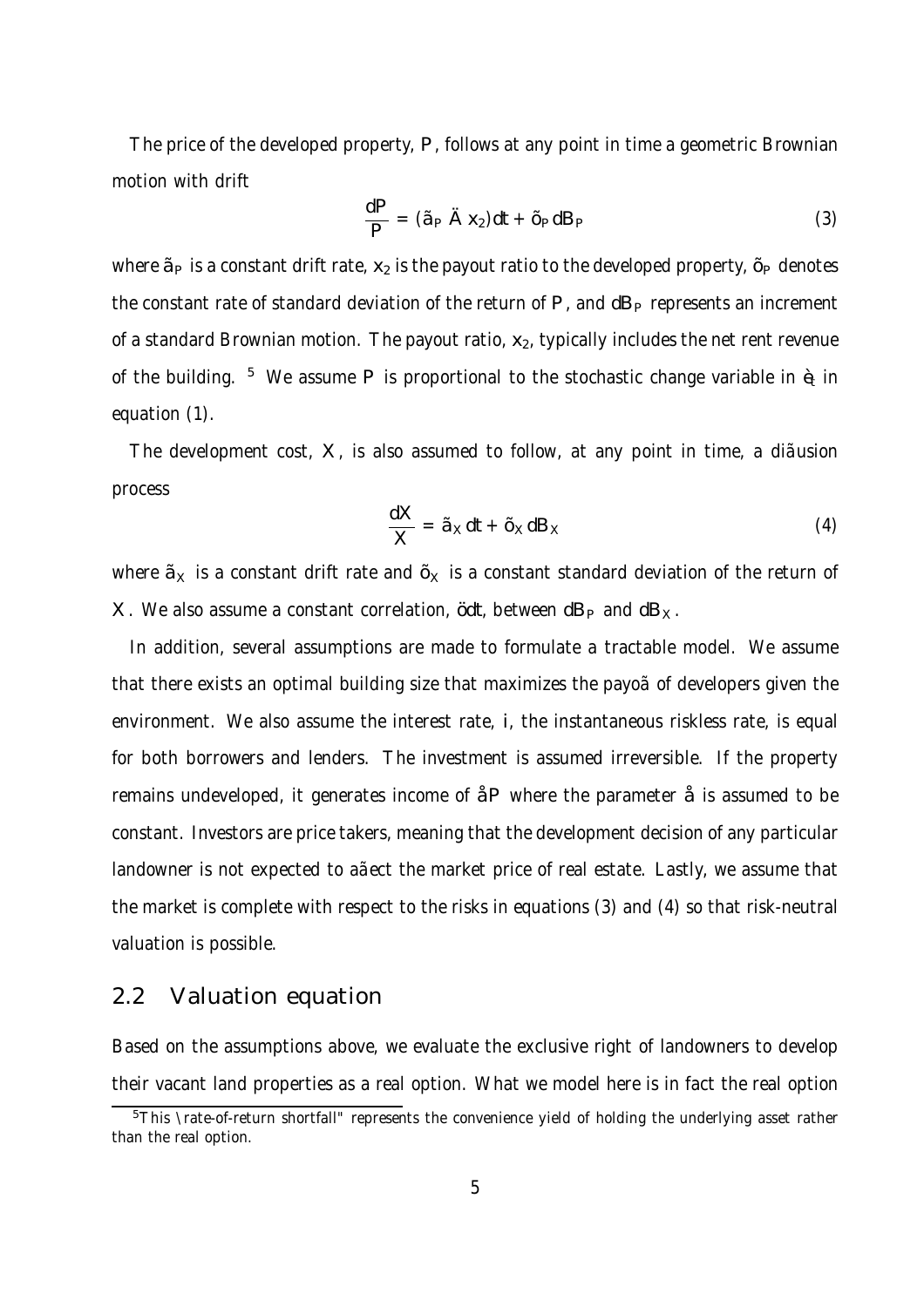The price of the developed property, $P$, follows at any point in time a geometric Brownian motion with drift

$$\frac{dP}{P} = (\alpha_P - x_2)dt + \sigma_P dB_P \tag{3}$$

where $\alpha_P$ is a constant drift rate, $x_2$ is the payout ratio to the developed property, $\sigma_P$ denotes the constant rate of standard deviation of the return of $P$, and $dB_P$ represents an increment of a standard Brownian motion. The payout ratio, $x_2$, typically includes the net rent revenue of the building. [5] We assume $P$ is proportional to the stochastic change variable in $\epsilon_t$ in equation (1).

The development cost, $X$, is also assumed to follow, at any point in time, a diffusion process

$$\frac{dX}{X} = \alpha_X dt + \sigma_X dB_X \tag{4}$$

where $\alpha_X$ is a constant drift rate and $\sigma_X$ is a constant standard deviation of the return of $X$. We also assume a constant correlation, $\rho dt$, between $dB_P$ and $dB_X$.

In addition, several assumptions are made to formulate a tractable model. We assume that there exists an optimal building size that maximizes the payoff of developers given the environment. We also assume the interest rate, $i$, the instantaneous riskless rate, is equal for both borrowers and lenders. The investment is assumed irreversible. If the property remains undeveloped, it generates income of $\epsilon P$ where the parameter $\epsilon$ is assumed to be constant. Investors are price takers, meaning that the development decision of any particular landowner is not expected to affect the market price of real estate. Lastly, we assume that the market is complete with respect to the risks in equations (3) and (4) so that risk-neutral valuation is possible.

## 2.2 Valuation equation

Based on the assumptions above, we evaluate the exclusive right of landowners to develop their vacant land properties as a real option. What we model here is in fact the real option

[5] This "rate-of-return shortfall" represents the convenience yield of holding the underlying asset rather than the real option.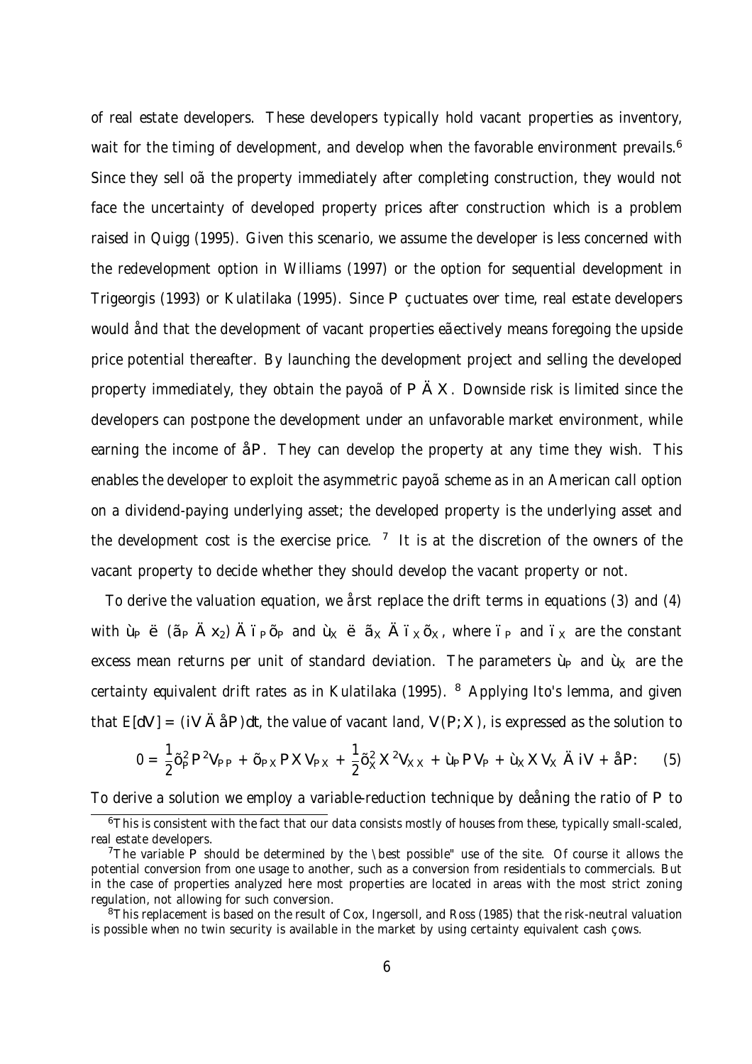of real estate developers. These developers typically hold vacant properties as inventory, wait for the timing of development, and develop when the favorable environment prevails.[6] Since they sell off the property immediately after completing construction, they would not face the uncertainty of developed property prices after construction which is a problem raised in Quigg (1995). Given this scenario, we assume the developer is less concerned with the redevelopment option in Williams (1997) or the option for sequential development in Trigeorgis (1993) or Kulatilaka (1995). Since $P$ fluctuates over time, real estate developers would find that the development of vacant properties effectively means foregoing the upside price potential thereafter. By launching the development project and selling the developed property immediately, they obtain the payoff of $P - X$. Downside risk is limited since the developers can postpone the development under an unfavorable market environment, while earning the income of $\delta P$. They can develop the property at any time they wish. This enables the developer to exploit the asymmetric payoff scheme as in an American call option on a dividend-paying underlying asset; the developed property is the underlying asset and the development cost is the exercise price. [7] It is at the discretion of the owners of the vacant property to decide whether they should develop the vacant property or not.

To derive the valuation equation, we first replace the drift terms in equations (3) and (4) with $\mu_P \equiv (\alpha_P - x_2) - \lambda_P \sigma_P$ and $\mu_X \equiv \alpha_X - \lambda_X \sigma_X$, where $\lambda_P$ and $\lambda_X$ are the constant excess mean returns per unit of standard deviation. The parameters $\mu_P$ and $\mu_X$ are the certainty equivalent drift rates as in Kulatilaka (1995). [8] Applying Ito's lemma, and given that $E[dV] = (iV - \delta P)dt$, the value of vacant land, $V(P, X)$, is expressed as the solution to

$$0 = \frac{1}{2}\sigma_P^2 P^2 V_{PP} + \sigma_{PX} P X V_{PX} + \frac{1}{2}\sigma_X^2 X^2 V_{XX} + \mu_P P V_P + \mu_X X V_X - iV + \delta P. \quad (5)$$

To derive a solution we employ a variable-reduction technique by defining the ratio of $P$ to

---

[6] This is consistent with the fact that our data consists mostly of houses from these, typically small-scaled, real estate developers.

[7] The variable $P$ should be determined by the "best possible" use of the site. Of course it allows the potential conversion from one usage to another, such as a conversion from residentials to commercials. But in the case of properties analyzed here most properties are located in areas with the most strict zoning regulation, not allowing for such conversion.

[8] This replacement is based on the result of Cox, Ingersoll, and Ross (1985) that the risk-neutral valuation is possible when no twin security is available in the market by using certainty equivalent cash flows.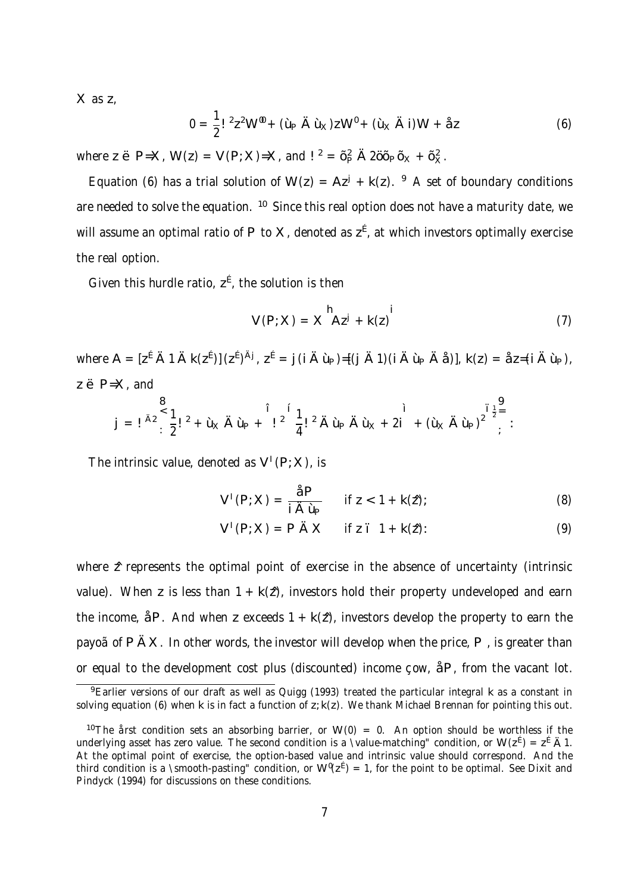$X$ as $z$,

$$0 = \frac{1}{2}\omega^2 z^2 W'' + (\upsilon_P - \upsilon_X)zW' + (\upsilon_X - i)W + \beta z \tag{6}$$

where $z \equiv P/X$, $W(z) = V(P; X)/X$, and $\omega^2 = \sigma_P^2 - 2\rho\sigma_P\sigma_X + \sigma_X^2$.

Equation (6) has a trial solution of $W(z) = Az^j + k(z)$. [9] A set of boundary conditions are needed to solve the equation. [10] Since this real option does not have a maturity date, we will assume an optimal ratio of $P$ to $X$, denoted as $z^*$, at which investors optimally exercise the real option.

Given this hurdle ratio, $z^*$, the solution is then

$$V(P; X) = X\left[Az^j + k(z)\right] \tag{7}$$

where $A = [z^* - 1 - k(z^*)](z^*)^{-j}$, $z^* = j(i - \upsilon_P)/[(j-1)(i - \upsilon_P - \beta)]$, $k(z) = \beta z/(i - \upsilon_P)$, $z \equiv P/X$, and

$$j = \omega^{-2}\left\{\frac{1}{2}\omega^2 + \upsilon_X - \upsilon_P + \left[\omega^2\left(\frac{1}{4}\omega^2 - \upsilon_P - \upsilon_X + 2i\right) + (\upsilon_X - \upsilon_P)^2\right]^{\frac{1}{2}}\right\}.$$

The intrinsic value, denoted as $V^I(P; X)$, is

$$V^I(P; X) = \frac{\beta P}{i - \upsilon_P} \qquad \text{if } z < 1 + k(\hat{z}); \tag{8}$$

$$V^I(P; X) = P - X \qquad \text{if } z \geq 1 + k(\hat{z}). \tag{9}$$

where $\hat{z}$ represents the optimal point of exercise in the absence of uncertainty (intrinsic value). When $z$ is less than $1 + k(\hat{z})$, investors hold their property undeveloped and earn the income, $\beta P$. And when $z$ exceeds $1 + k(\hat{z})$, investors develop the property to earn the payoff of $P - X$. In other words, the investor will develop when the price, $P$, is greater than or equal to the development cost plus (discounted) income flow, $\beta P$, from the vacant lot.

---

[9] Earlier versions of our draft as well as Quigg (1993) treated the particular integral $k$ as a constant in solving equation (6) when $k$ is in fact a function of $z$; $k(z)$. We thank Michael Brennan for pointing this out.

[10] The first condition sets an absorbing barrier, or $W(0) = 0$. An option should be worthless if the underlying asset has zero value. The second condition is a "value-matching" condition, or $W(z^*) = z^* - 1$. At the optimal point of exercise, the option-based value and intrinsic value should correspond. And the third condition is a "smooth-pasting" condition, or $W'(z^*) = 1$, for the point to be optimal. See Dixit and Pindyck (1994) for discussions on these conditions.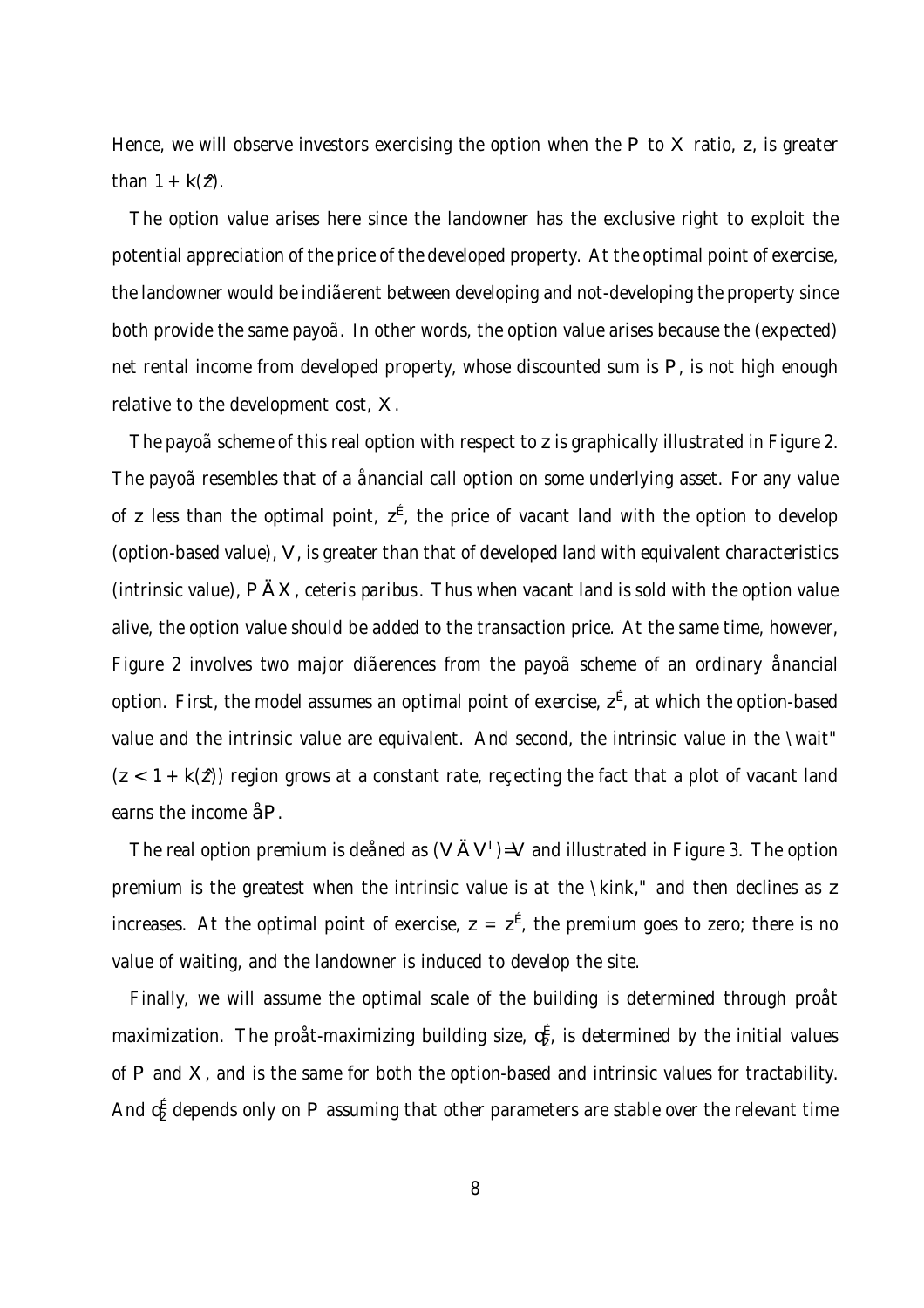Hence, we will observe investors exercising the option when the $P$ to $X$ ratio, $z$, is greater than $1 + k(\hat{z})$.

The option value arises here since the landowner has the exclusive right to exploit the potential appreciation of the price of the developed property. At the optimal point of exercise, the landowner would be indifferent between developing and not-developing the property since both provide the same payoff. In other words, the option value arises because the (expected) net rental income from developed property, whose discounted sum is $P$, is not high enough relative to the development cost, $X$.

The payoff scheme of this real option with respect to $z$ is graphically illustrated in Figure 2. The payoff resembles that of a financial call option on some underlying asset. For any value of $z$ less than the optimal point, $z^*$, the price of vacant land with the option to develop (option-based value), $V$, is greater than that of developed land with equivalent characteristics (intrinsic value), $P - X$, *ceteris paribus*. Thus when vacant land is sold with the option value alive, the option value should be added to the transaction price. At the same time, however, Figure 2 involves two major differences from the payoff scheme of an ordinary financial option. First, the model assumes an optimal point of exercise, $z^*$, at which the option-based value and the intrinsic value are equivalent. And second, the intrinsic value in the "wait" $(z < 1 + k(\hat{z}))$ region grows at a constant rate, reflecting the fact that a plot of vacant land earns the income $\alpha P$.

The real option premium is defined as $(V - V^I)/V$ and illustrated in Figure 3. The option premium is the greatest when the intrinsic value is at the "kink," and then declines as $z$ increases. At the optimal point of exercise, $z = z^*$, the premium goes to zero; there is no value of waiting, and the landowner is induced to develop the site.

Finally, we will assume the optimal scale of the building is determined through profit maximization. The profit-maximizing building size, $q_2^*$, is determined by the initial values of $P$ and $X$, and is the same for both the option-based and intrinsic values for tractability. And $q_2^*$ depends only on $P$ assuming that other parameters are stable over the relevant time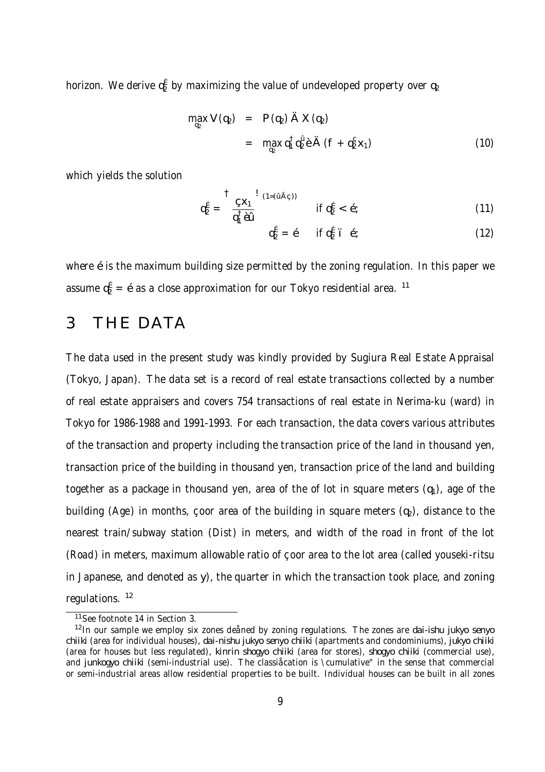horizon. We derive $q_2^*$ by maximizing the value of undeveloped property over $q_2$

$$
\begin{aligned}
\max_{q_2} V(q_2) &= P(q_2) - X(q_2) \\
&= \max_{q_2} q_1^{\psi} q_2^{\phi} \epsilon - (f + q_2^{\gamma} x_1) \qquad (10)
\end{aligned}
$$

which yields the solution

$$
q_2^* = \left( \frac{\gamma x_1}{q_1^{\psi} \epsilon \phi} \right)^{(1/(\phi - \gamma))} \qquad \text{if } q_2^* < \delta; \qquad (11)
$$

$$
q_2^* = \delta \qquad \text{if } q_2^* \geq \delta; \qquad (12)
$$

where $\delta$ is the maximum building size permitted by the zoning regulation. In this paper we assume $q_2^* = \delta$ as a close approximation for our Tokyo residential area. [11]

# 3 THE DATA

The data used in the present study was kindly provided by Sugiura Real Estate Appraisal (Tokyo, Japan). The data set is a record of real estate transactions collected by a number of real estate appraisers and covers 754 transactions of real estate in Nerima-ku (ward) in Tokyo for 1986-1988 and 1991-1993. For each transaction, the data covers various attributes of the transaction and property including the transaction price of the land in thousand yen, transaction price of the building in thousand yen, transaction price of the land and building together as a package in thousand yen, area of the of lot in square meters ($q_1$), age of the building (*Age*) in months, floor area of the building in square meters ($q_2$), distance to the nearest train/subway station (*Dist*) in meters, and width of the road in front of the lot (*Road*) in meters, maximum allowable ratio of floor area to the lot area (called *youseki-ritsu* in Japanese, and denoted as $y$), the quarter in which the transaction took place, and zoning regulations. [12]

---

[11] See footnote 14 in Section 3.

[12] In our sample we employ six zones defined by zoning regulations. The zones are *dai-ishu jukyo senyo chiiki* (area for individual houses), *dai-nishu jukyo senyo chiiki* (apartments and condominiums), *jukyo chiiki* (area for houses but less regulated), *kinrin shogyo chiiki* (area for stores), *shogyo chiiki* (commercial use), and *junkogyo chiiki* (semi-industrial use). The classification is "cumulative" in the sense that commercial or semi-industrial areas allow residential properties to be built. Individual houses can be built in all zones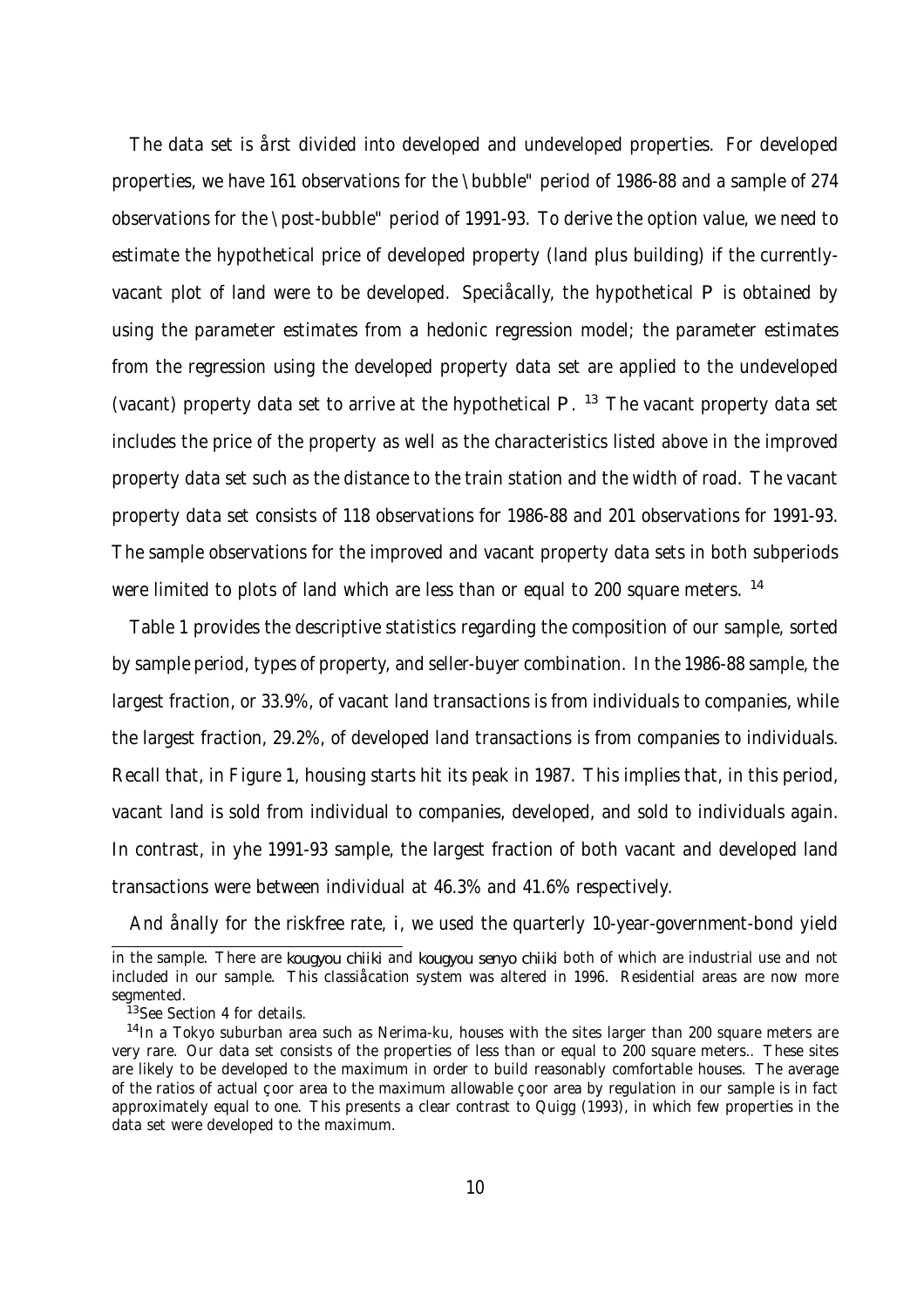The data set is first divided into developed and undeveloped properties. For developed properties, we have 161 observations for the "bubble" period of 1986-88 and a sample of 274 observations for the "post-bubble" period of 1991-93. To derive the option value, we need to estimate the hypothetical price of developed property (land plus building) if the currently-vacant plot of land were to be developed. Specifically, the hypothetical $P$ is obtained by using the parameter estimates from a hedonic regression model; the parameter estimates from the regression using the developed property data set are applied to the undeveloped (vacant) property data set to arrive at the hypothetical $P$. [13] The vacant property data set includes the price of the property as well as the characteristics listed above in the improved property data set such as the distance to the train station and the width of road. The vacant property data set consists of 118 observations for 1986-88 and 201 observations for 1991-93. The sample observations for the improved and vacant property data sets in both subperiods were limited to plots of land which are less than or equal to 200 square meters. [14]

Table 1 provides the descriptive statistics regarding the composition of our sample, sorted by sample period, types of property, and seller-buyer combination. In the 1986-88 sample, the largest fraction, or 33.9%, of vacant land transactions is from individuals to companies, while the largest fraction, 29.2%, of developed land transactions is from companies to individuals. Recall that, in Figure 1, housing starts hit its peak in 1987. This implies that, in this period, vacant land is sold from individual to companies, developed, and sold to individuals again. In contrast, in yhe 1991-93 sample, the largest fraction of both vacant and developed land transactions were between individual at 46.3% and 41.6% respectively.

And finally for the riskfree rate, $i$, we used the quarterly 10-year-government-bond yield

---

in the sample. There are *kougyou chiiki* and *kougyou senyo chiiki* both of which are industrial use and not included in our sample. This classification system was altered in 1996. Residential areas are now more segmented.

[13] See Section 4 for details.

[14] In a Tokyo suburban area such as Nerima-ku, houses with the sites larger than 200 square meters are very rare. Our data set consists of the properties of less than or equal to 200 square meters.. These sites are likely to be developed to the maximum in order to build reasonably comfortable houses. The average of the ratios of actual floor area to the maximum allowable floor area by regulation in our sample is in fact approximately equal to one. This presents a clear contrast to Quigg (1993), in which few properties in the data set were developed to the maximum.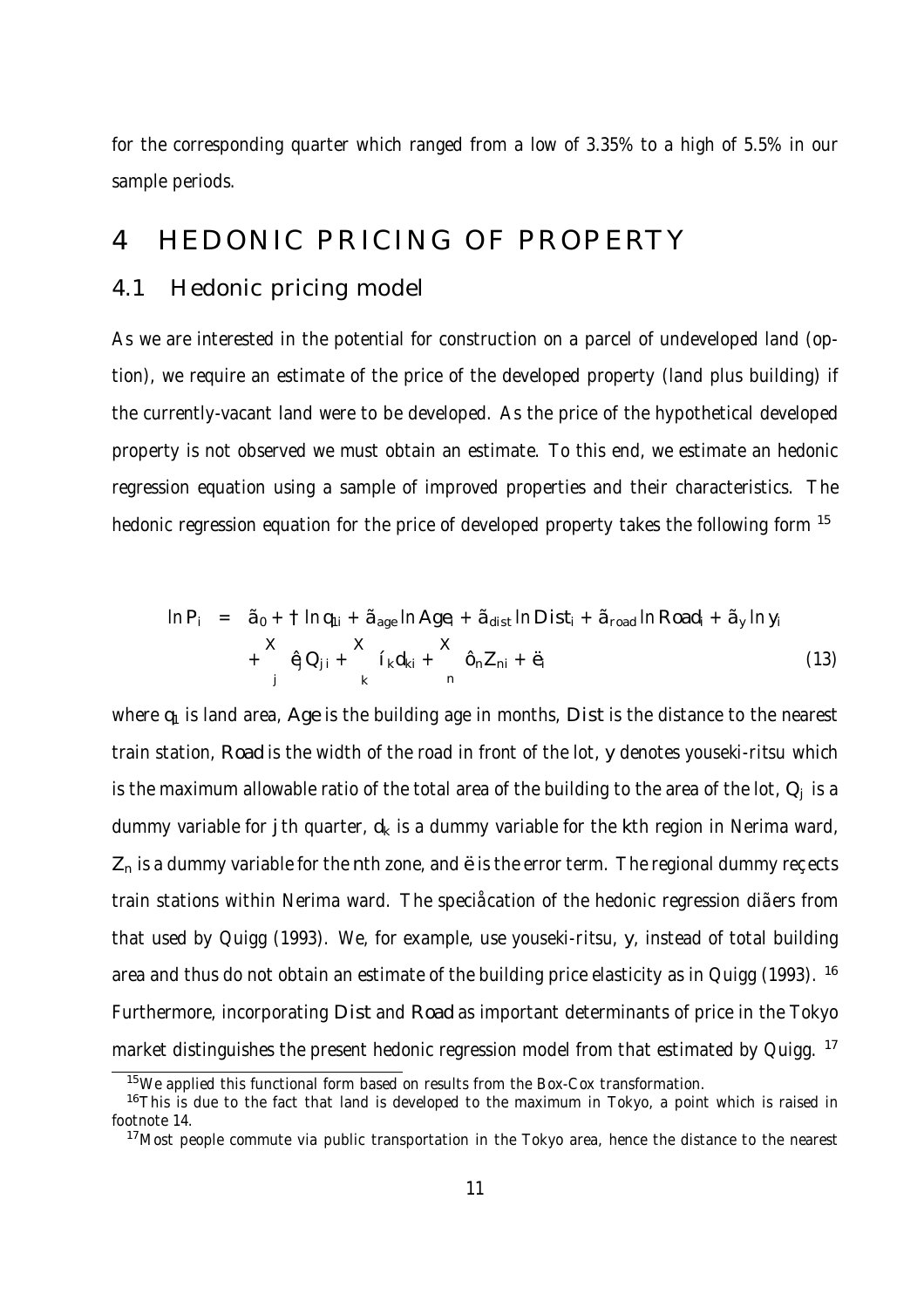for the corresponding quarter which ranged from a low of 3.35% to a high of 5.5% in our sample periods.

# 4 HEDONIC PRICING OF PROPERTY

## 4.1 Hedonic pricing model

As we are interested in the potential for construction on a parcel of undeveloped land (option), we require an estimate of the price of the developed property (land plus building) if the currently-vacant land were to be developed. As the price of the hypothetical developed property is not observed we must obtain an estimate. To this end, we estimate an hedonic regression equation using a sample of improved properties and their characteristics. The hedonic regression equation for the price of developed property takes the following form [15]

$$
\begin{aligned}
\ln P_i &= \gamma_0 + \beta \ln q_{1i} + \gamma_{age} \ln Age_i + \gamma_{dist} \ln Dist_i + \gamma_{road} \ln Road_i + \gamma_y \ln y_i \\
&\quad + \sum_j \kappa_j Q_{ji} + \sum_k \nu_k d_{ki} + \sum_n \tau_n Z_{ni} + \varepsilon_i \qquad (13)
\end{aligned}
$$

where $q_1$ is land area, $Age$ is the building age in months, $Dist$ is the distance to the nearest train station, $Road$ is the width of the road in front of the lot, $y$ denotes *youseki-ritsu* which is the maximum allowable ratio of the total area of the building to the area of the lot, $Q_j$ is a dummy variable for $j$th quarter, $d_k$ is a dummy variable for the $k$th region in Nerima ward, $Z_n$ is a dummy variable for the $n$th zone, and $\varepsilon$ is the error term. The regional dummy reflects train stations within Nerima ward. The specification of the hedonic regression differs from that used by Quigg (1993). We, for example, use *youseki-ritsu*, $y$, instead of total building area and thus do not obtain an estimate of the building price elasticity as in Quigg (1993). [16] Furthermore, incorporating $Dist$ and $Road$ as important determinants of price in the Tokyo market distinguishes the present hedonic regression model from that estimated by Quigg. [17]

---

[15] We applied this functional form based on results from the Box-Cox transformation.

[16] This is due to the fact that land is developed to the maximum in Tokyo, a point which is raised in footnote 14.

[17] Most people commute via public transportation in the Tokyo area, hence the distance to the nearest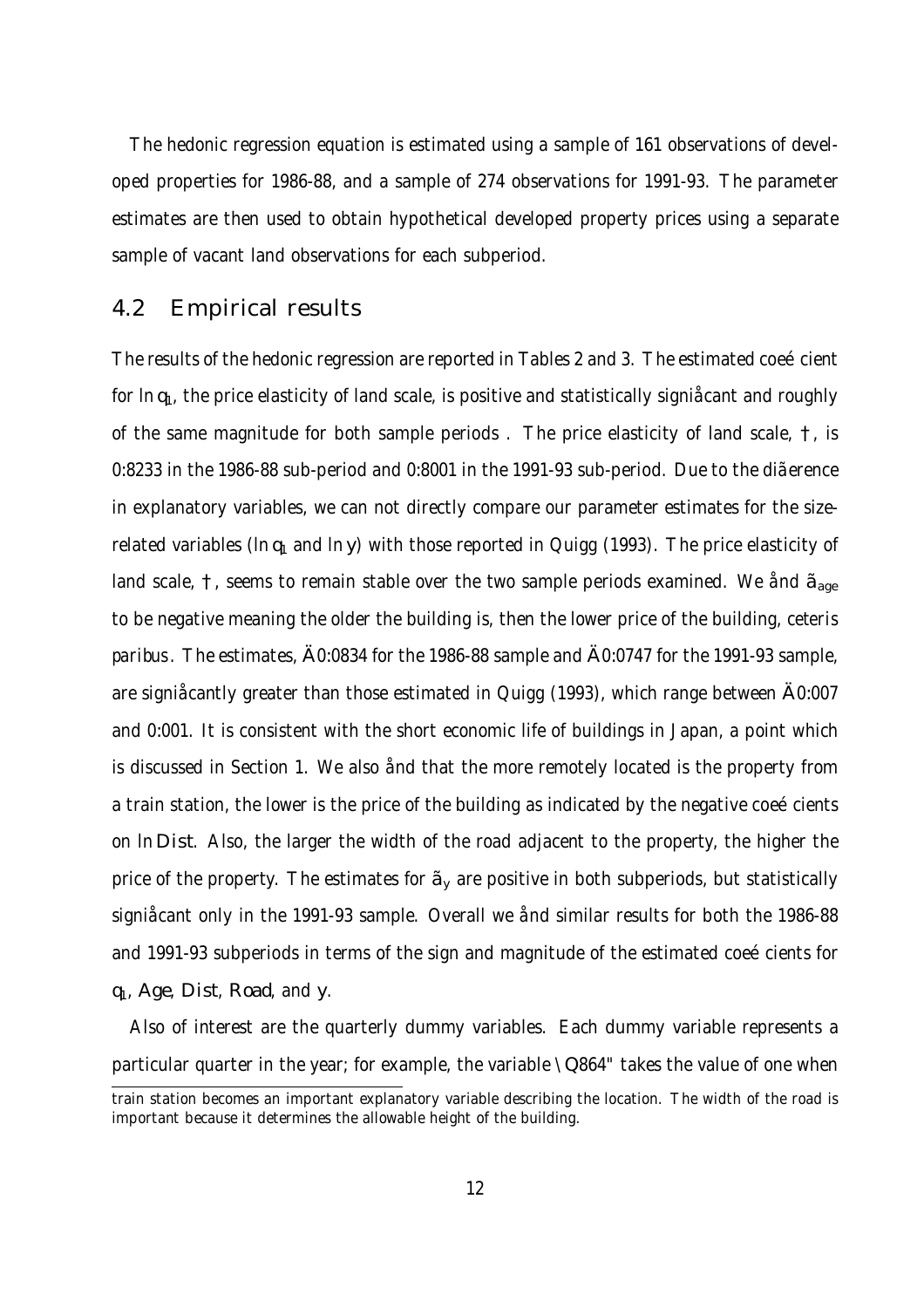The hedonic regression equation is estimated using a sample of 161 observations of developed properties for 1986-88, and a sample of 274 observations for 1991-93. The parameter estimates are then used to obtain hypothetical developed property prices using a separate sample of vacant land observations for each subperiod.

## 4.2 Empirical results

The results of the hedonic regression are reported in Tables 2 and 3. The estimated coefficient for $\ln q_L$, the price elasticity of land scale, is positive and statistically significant and roughly of the same magnitude for both sample periods . The price elasticity of land scale, $\dagger$, is 0.8233 in the 1986-88 sub-period and 0.8001 in the 1991-93 sub-period. Due to the difference in explanatory variables, we can not directly compare our parameter estimates for the size-related variables ($\ln q_L$ and $\ln y$) with those reported in Quigg (1993). The price elasticity of land scale, $\dagger$, seems to remain stable over the two sample periods examined. We find $\tilde{a}_{age}$ to be negative meaning the older the building is, then the lower price of the building, *ceteris paribus*. The estimates, $-0.0834$ for the 1986-88 sample and $-0.0747$ for the 1991-93 sample, are significantly greater than those estimated in Quigg (1993), which range between $-0.007$ and 0.001. It is consistent with the short economic life of buildings in Japan, a point which is discussed in Section 1. We also find that the more remotely located is the property from a train station, the lower is the price of the building as indicated by the negative coefficients on $\ln Dist$. Also, the larger the width of the road adjacent to the property, the higher the price of the property. The estimates for $\tilde{a}_y$ are positive in both subperiods, but statistically significant only in the 1991-93 sample. Overall we find similar results for both the 1986-88 and 1991-93 subperiods in terms of the sign and magnitude of the estimated coefficients for $q_L$, $Age$, $Dist$, $Road$, and $y$.

Also of interest are the quarterly dummy variables. Each dummy variable represents a particular quarter in the year; for example, the variable "Q864" takes the value of one when

train station becomes an important explanatory variable describing the location. The width of the road is important because it determines the allowable height of the building.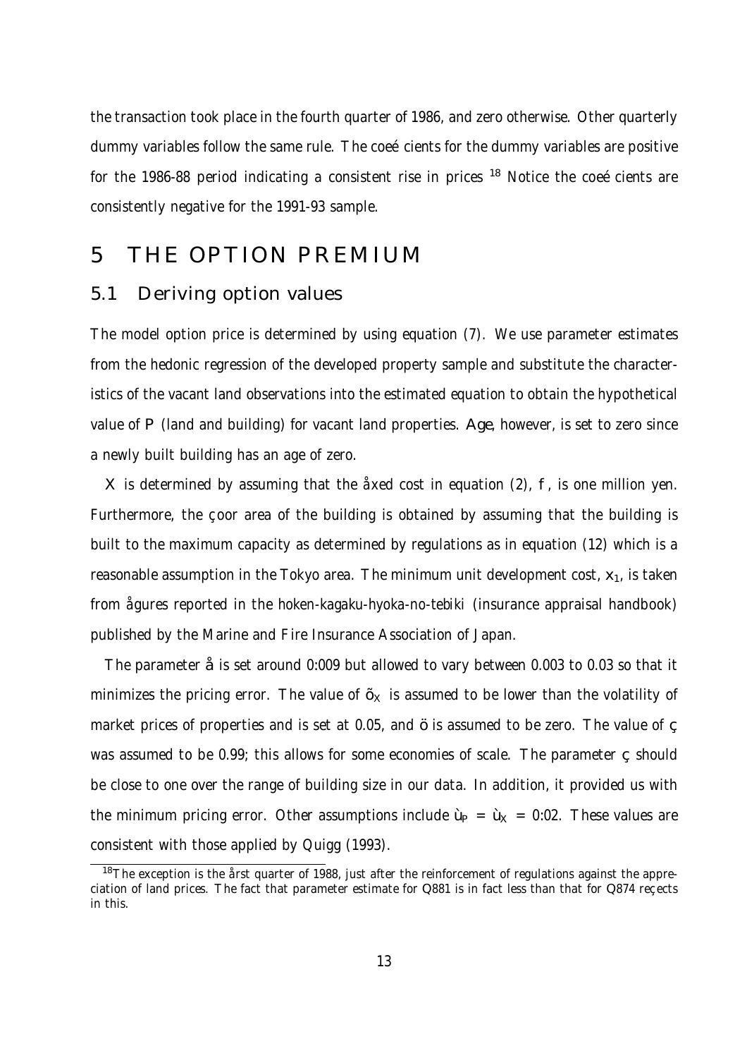the transaction took place in the fourth quarter of 1986, and zero otherwise. Other quarterly dummy variables follow the same rule. The coefficients for the dummy variables are positive for the 1986-88 period indicating a consistent rise in prices [18] Notice the coefficients are consistently negative for the 1991-93 sample.

# 5 THE OPTION PREMIUM

## 5.1 Deriving option values

The model option price is determined by using equation (7). We use parameter estimates from the hedonic regression of the developed property sample and substitute the characteristics of the vacant land observations into the estimated equation to obtain the hypothetical value of $P$ (land and building) for vacant land properties. *Age*, however, is set to zero since a newly built building has an age of zero.

$X$ is determined by assuming that the fixed cost in equation (2), $f$, is one million yen. Furthermore, the floor area of the building is obtained by assuming that the building is built to the maximum capacity as determined by regulations as in equation (12) which is a reasonable assumption in the Tokyo area. The minimum unit development cost, $x_1$, is taken from figures reported in the *hoken-kagaku-hyoka-no-tebiki* (insurance appraisal handbook) published by the Marine and Fire Insurance Association of Japan.

The parameter $\delta$ is set around $0.009$ but allowed to vary between 0.003 to 0.03 so that it minimizes the pricing error. The value of $\sigma_X$ is assumed to be lower than the volatility of market prices of properties and is set at 0.05, and $\rho$ is assumed to be zero. The value of $\gamma$ was assumed to be 0.99; this allows for some economies of scale. The parameter $\gamma$ should be close to one over the range of building size in our data. In addition, it provided us with the minimum pricing error. Other assumptions include $\omega_P = \omega_X = 0.02$. These values are consistent with those applied by Quigg (1993).

[18] The exception is the first quarter of 1988, just after the reinforcement of regulations against the appreciation of land prices. The fact that parameter estimate for Q881 is in fact less than that for Q874 reflects in this.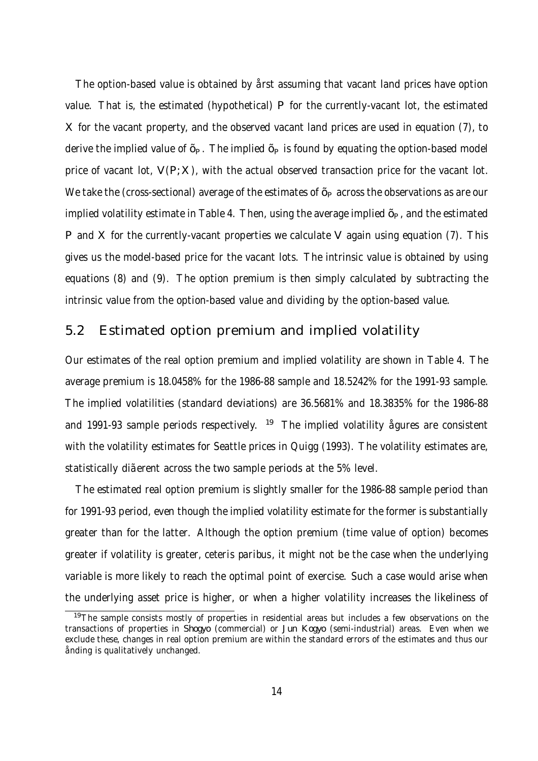The option-based value is obtained by first assuming that vacant land prices have option value. That is, the estimated (hypothetical) $P$ for the currently-vacant lot, the estimated $X$ for the vacant property, and the observed vacant land prices are used in equation (7), to derive the implied value of $\sigma_P$. The implied $\sigma_P$ is found by equating the option-based model price of vacant lot, $V(P; X)$, with the actual observed transaction price for the vacant lot. We take the (cross-sectional) average of the estimates of $\sigma_P$ across the observations as are our implied volatility estimate in Table 4. Then, using the average implied $\sigma_P$, and the estimated $P$ and $X$ for the currently-vacant properties we calculate $V$ again using equation (7). This gives us the model-based price for the vacant lots. The intrinsic value is obtained by using equations (8) and (9). The option premium is then simply calculated by subtracting the intrinsic value from the option-based value and dividing by the option-based value.

## 5.2 Estimated option premium and implied volatility

Our estimates of the real option premium and implied volatility are shown in Table 4. The average premium is 18.0458% for the 1986-88 sample and 18.5242% for the 1991-93 sample. The implied volatilities (standard deviations) are 36.5681% and 18.3835% for the 1986-88 and 1991-93 sample periods respectively. [19] The implied volatility figures are consistent with the volatility estimates for Seattle prices in Quigg (1993). The volatility estimates are, statistically different across the two sample periods at the 5% level.

The estimated real option premium is slightly smaller for the 1986-88 sample period than for 1991-93 period, even though the implied volatility estimate for the former is substantially greater than for the latter. Although the option premium (time value of option) becomes greater if volatility is greater, *ceteris paribus*, it might not be the case when the underlying variable is more likely to reach the optimal point of exercise. Such a case would arise when the underlying asset price is higher, or when a higher volatility increases the likeliness of

[19] The sample consists mostly of properties in residential areas but includes a few observations on the transactions of properties in *Shogyo* (commercial) or *Jun Kogyo* (semi-industrial) areas. Even when we exclude these, changes in real option premium are within the standard errors of the estimates and thus our finding is qualitatively unchanged.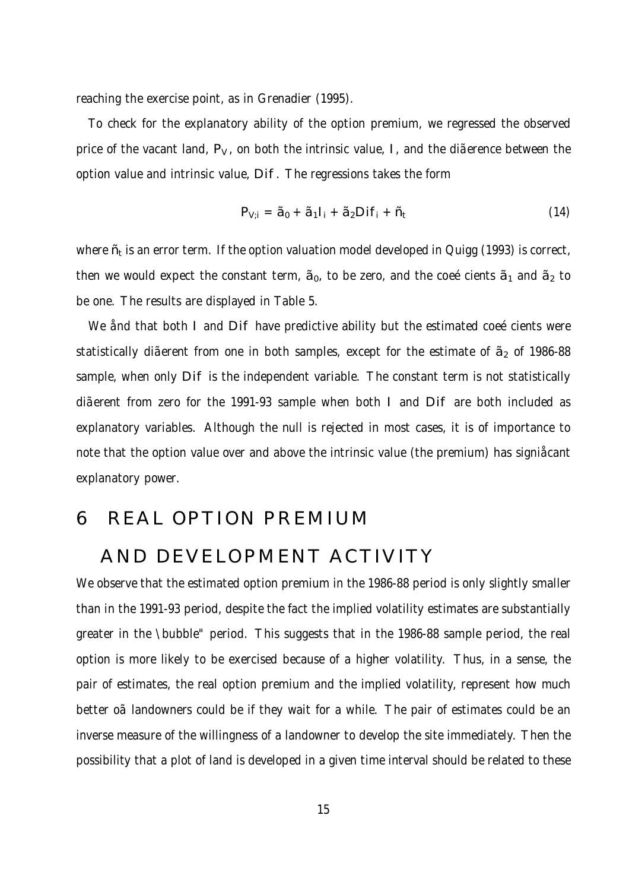reaching the exercise point, as in Grenadier (1995).

To check for the explanatory ability of the option premium, we regressed the observed price of the vacant land, $P_V$, on both the intrinsic value, $I$, and the difference between the option value and intrinsic value, $Dif$. The regressions takes the form

$$P_{V;i} = \beta_0 + \beta_1 I_i + \beta_2 Dif_i + \epsilon_t \tag{14}$$

where $\epsilon_t$ is an error term. If the option valuation model developed in Quigg (1993) is correct, then we would expect the constant term, $\beta_0$, to be zero, and the coefficients $\beta_1$ and $\beta_2$ to be one. The results are displayed in Table 5.

We find that both $I$ and $Dif$ have predictive ability but the estimated coefficients were statistically different from one in both samples, except for the estimate of $\beta_2$ of 1986-88 sample, when only $Dif$ is the independent variable. The constant term is not statistically different from zero for the 1991-93 sample when both $I$ and $Dif$ are both included as explanatory variables. Although the null is rejected in most cases, it is of importance to note that the option value over and above the intrinsic value (the premium) has significant explanatory power.

# 6 REAL OPTION PREMIUM AND DEVELOPMENT ACTIVITY

We observe that the estimated option premium in the 1986-88 period is only slightly smaller than in the 1991-93 period, despite the fact the implied volatility estimates are substantially greater in the "bubble" period. This suggests that in the 1986-88 sample period, the real option is more likely to be exercised because of a higher volatility. Thus, in a sense, the pair of estimates, the real option premium and the implied volatility, represent how much better off landowners could be if they wait for a while. The pair of estimates could be an inverse measure of the willingness of a landowner to develop the site immediately. Then the possibility that a plot of land is developed in a given time interval should be related to these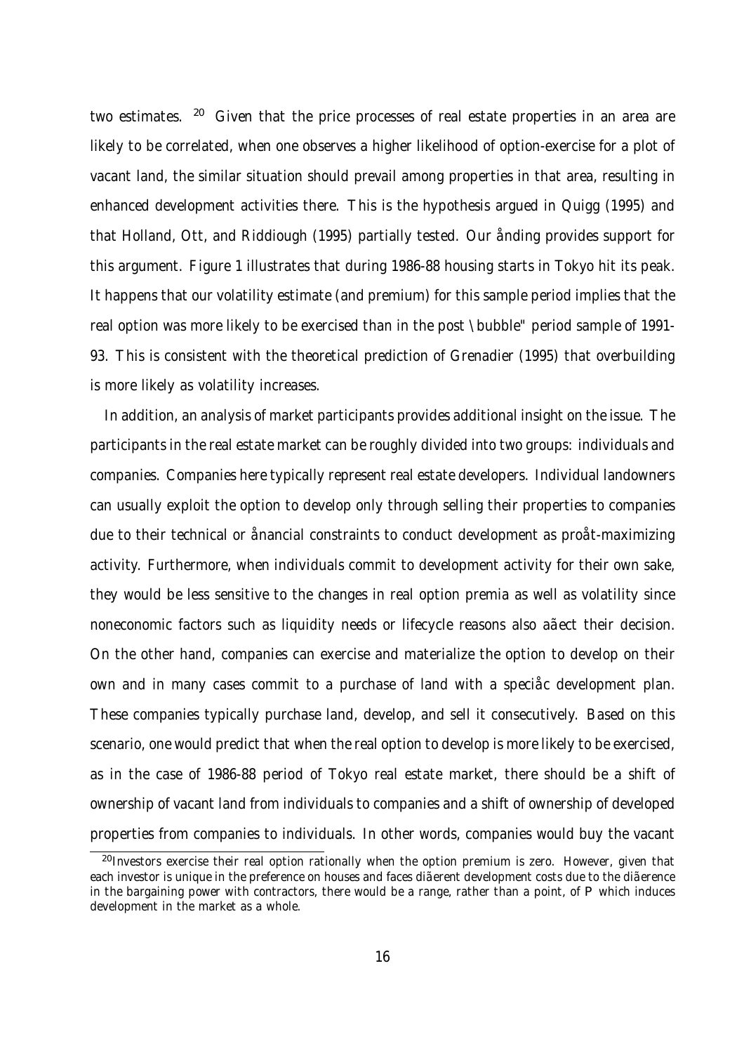two estimates. [20] Given that the price processes of real estate properties in an area are likely to be correlated, when one observes a higher likelihood of option-exercise for a plot of vacant land, the similar situation should prevail among properties in that area, resulting in enhanced development activities there. This is the hypothesis argued in Quigg (1995) and that Holland, Ott, and Riddiough (1995) partially tested. Our finding provides support for this argument. Figure 1 illustrates that during 1986-88 housing starts in Tokyo hit its peak. It happens that our volatility estimate (and premium) for this sample period implies that the real option was more likely to be exercised than in the post "bubble" period sample of 1991-93. This is consistent with the theoretical prediction of Grenadier (1995) that overbuilding is more likely as volatility increases.

In addition, an analysis of market participants provides additional insight on the issue. The participants in the real estate market can be roughly divided into two groups: individuals and companies. Companies here typically represent real estate developers. Individual landowners can usually exploit the option to develop only through selling their properties to companies due to their technical or financial constraints to conduct development as profit-maximizing activity. Furthermore, when individuals commit to development activity for their own sake, they would be less sensitive to the changes in real option premia as well as volatility since noneconomic factors such as liquidity needs or lifecycle reasons also affect their decision. On the other hand, companies can exercise and materialize the option to develop on their own and in many cases commit to a purchase of land with a specific development plan. These companies typically purchase land, develop, and sell it consecutively. Based on this scenario, one would predict that when the real option to develop is more likely to be exercised, as in the case of 1986-88 period of Tokyo real estate market, there should be a shift of ownership of vacant land from individuals to companies and a shift of ownership of developed properties from companies to individuals. In other words, companies would buy the vacant

[20] Investors exercise their real option rationally when the option premium is zero. However, given that each investor is unique in the preference on houses and faces different development costs due to the difference in the bargaining power with contractors, there would be a range, rather than a point, of $P$ which induces development in the market as a whole.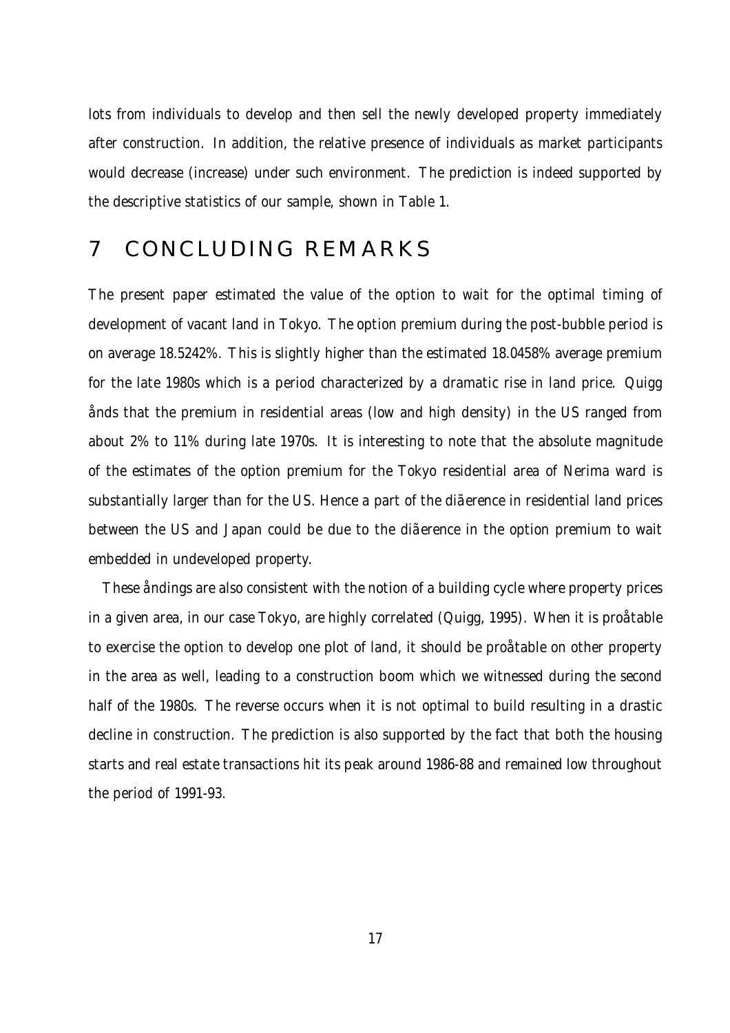lots from individuals to develop and then sell the newly developed property immediately after construction. In addition, the relative presence of individuals as market participants would decrease (increase) under such environment. The prediction is indeed supported by the descriptive statistics of our sample, shown in Table 1.

## 7 CONCLUDING REMARKS

The present paper estimated the value of the option to wait for the optimal timing of development of vacant land in Tokyo. The option premium during the post-bubble period is on average 18.5242%. This is slightly higher than the estimated 18.0458% average premium for the late 1980s which is a period characterized by a dramatic rise in land price. Quigg ånds that the premium in residential areas (low and high density) in the US ranged from about 2% to 11% during late 1970s. It is interesting to note that the absolute magnitude of the estimates of the option premium for the Tokyo residential area of Nerima ward is substantially larger than for the US. Hence a part of the diãerence in residential land prices between the US and Japan could be due to the diãerence in the option premium to wait embedded in undeveloped property.

These åndings are also consistent with the notion of a building cycle where property prices in a given area, in our case Tokyo, are highly correlated (Quigg, 1995). When it is proåtable to exercise the option to develop one plot of land, it should be proåtable on other property in the area as well, leading to a construction boom which we witnessed during the second half of the 1980s. The reverse occurs when it is not optimal to build resulting in a drastic decline in construction. The prediction is also supported by the fact that both the housing starts and real estate transactions hit its peak around 1986-88 and remained low throughout the period of 1991-93.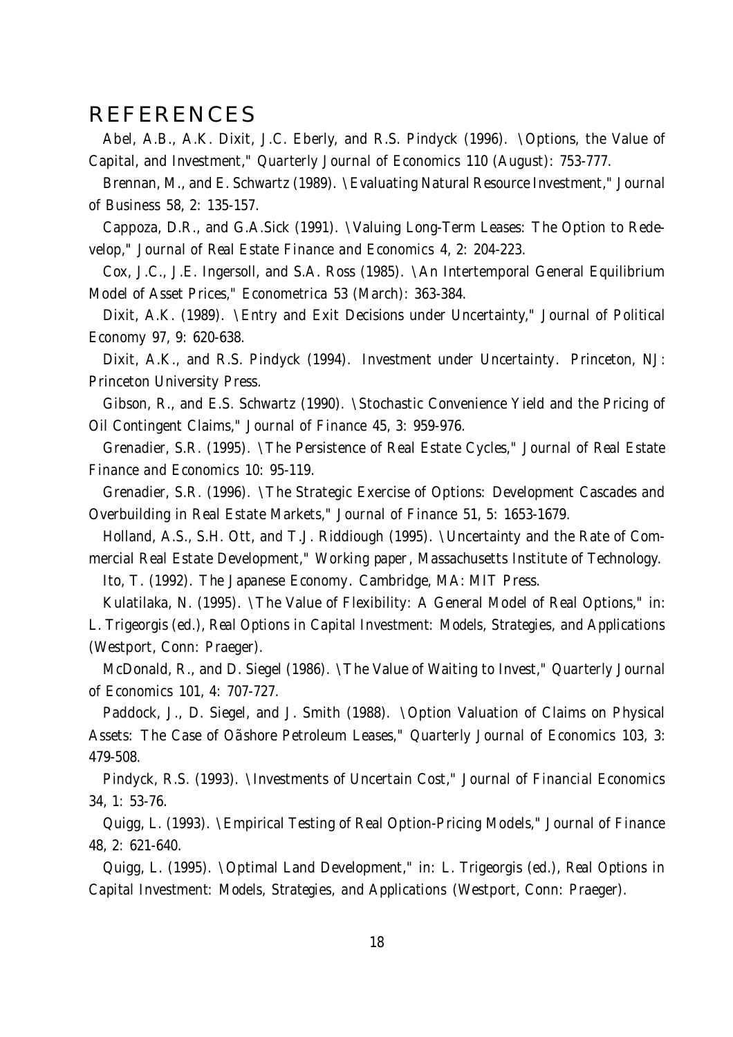# REFERENCES

Abel, A.B., A.K. Dixit, J.C. Eberly, and R.S. Pindyck (1996). \Options, the Value of Capital, and Investment," *Quarterly Journal of Economics* 110 (August): 753-777.

Brennan, M., and E. Schwartz (1989). \Evaluating Natural Resource Investment," *Journal of Business* 58, 2: 135-157.

Cappoza, D.R., and G.A.Sick (1991). \Valuing Long-Term Leases: The Option to Redevelop," *Journal of Real Estate Finance and Economics* 4, 2: 204-223.

Cox, J.C., J.E. Ingersoll, and S.A. Ross (1985). \An Intertemporal General Equilibrium Model of Asset Prices," *Econometrica* 53 (March): 363-384.

Dixit, A.K. (1989). \Entry and Exit Decisions under Uncertainty," *Journal of Political Economy* 97, 9: 620-638.

Dixit, A.K., and R.S. Pindyck (1994). *Investment under Uncertainty*. Princeton, NJ: Princeton University Press.

Gibson, R., and E.S. Schwartz (1990). \Stochastic Convenience Yield and the Pricing of Oil Contingent Claims," *Journal of Finance* 45, 3: 959-976.

Grenadier, S.R. (1995). \The Persistence of Real Estate Cycles," *Journal of Real Estate Finance and Economics* 10: 95-119.

Grenadier, S.R. (1996). \The Strategic Exercise of Options: Development Cascades and Overbuilding in Real Estate Markets," *Journal of Finance* 51, 5: 1653-1679.

Holland, A.S., S.H. Ott, and T.J. Riddiough (1995). \Uncertainty and the Rate of Commercial Real Estate Development," *Working paper*, Massachusetts Institute of Technology.

Ito, T. (1992). *The Japanese Economy*. Cambridge, MA: MIT Press.

Kulatilaka, N. (1995). \The Value of Flexibility: A General Model of Real Options," in: L. Trigeorgis (ed.), *Real Options in Capital Investment: Models, Strategies, and Applications* (Westport, Conn: Praeger).

McDonald, R., and D. Siegel (1986). \The Value of Waiting to Invest," *Quarterly Journal of Economics* 101, 4: 707-727.

Paddock, J., D. Siegel, and J. Smith (1988). \Option Valuation of Claims on Physical Assets: The Case of Oãshore Petroleum Leases," *Quarterly Journal of Economics* 103, 3: 479-508.

Pindyck, R.S. (1993). \Investments of Uncertain Cost," *Journal of Financial Economics* 34, 1: 53-76.

Quigg, L. (1993). \Empirical Testing of Real Option-Pricing Models," *Journal of Finance* 48, 2: 621-640.

Quigg, L. (1995). \Optimal Land Development," in: L. Trigeorgis (ed.), *Real Options in Capital Investment: Models, Strategies, and Applications* (Westport, Conn: Praeger).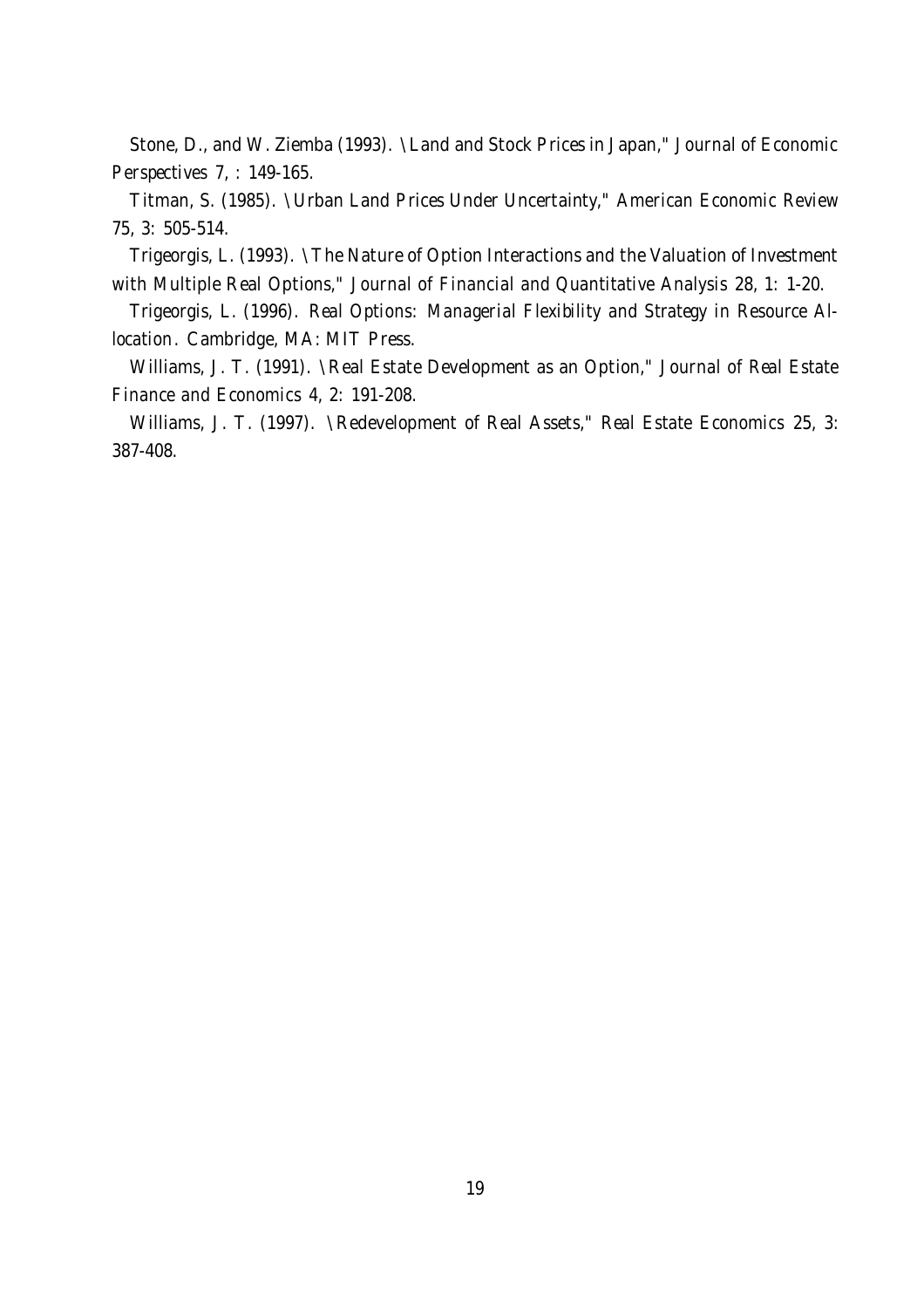Stone, D., and W. Ziemba (1993). "Land and Stock Prices in Japan," *Journal of Economic Perspectives* 7, : 149-165.

Titman, S. (1985). "Urban Land Prices Under Uncertainty," *American Economic Review* 75, 3: 505-514.

Trigeorgis, L. (1993). "The Nature of Option Interactions and the Valuation of Investment with Multiple Real Options," *Journal of Financial and Quantitative Analysis* 28, 1: 1-20.

Trigeorgis, L. (1996). *Real Options: Managerial Flexibility and Strategy in Resource Allocation*. Cambridge, MA: MIT Press.

Williams, J. T. (1991). "Real Estate Development as an Option," *Journal of Real Estate Finance and Economics* 4, 2: 191-208.

Williams, J. T. (1997). "Redevelopment of Real Assets," *Real Estate Economics* 25, 3: 387-408.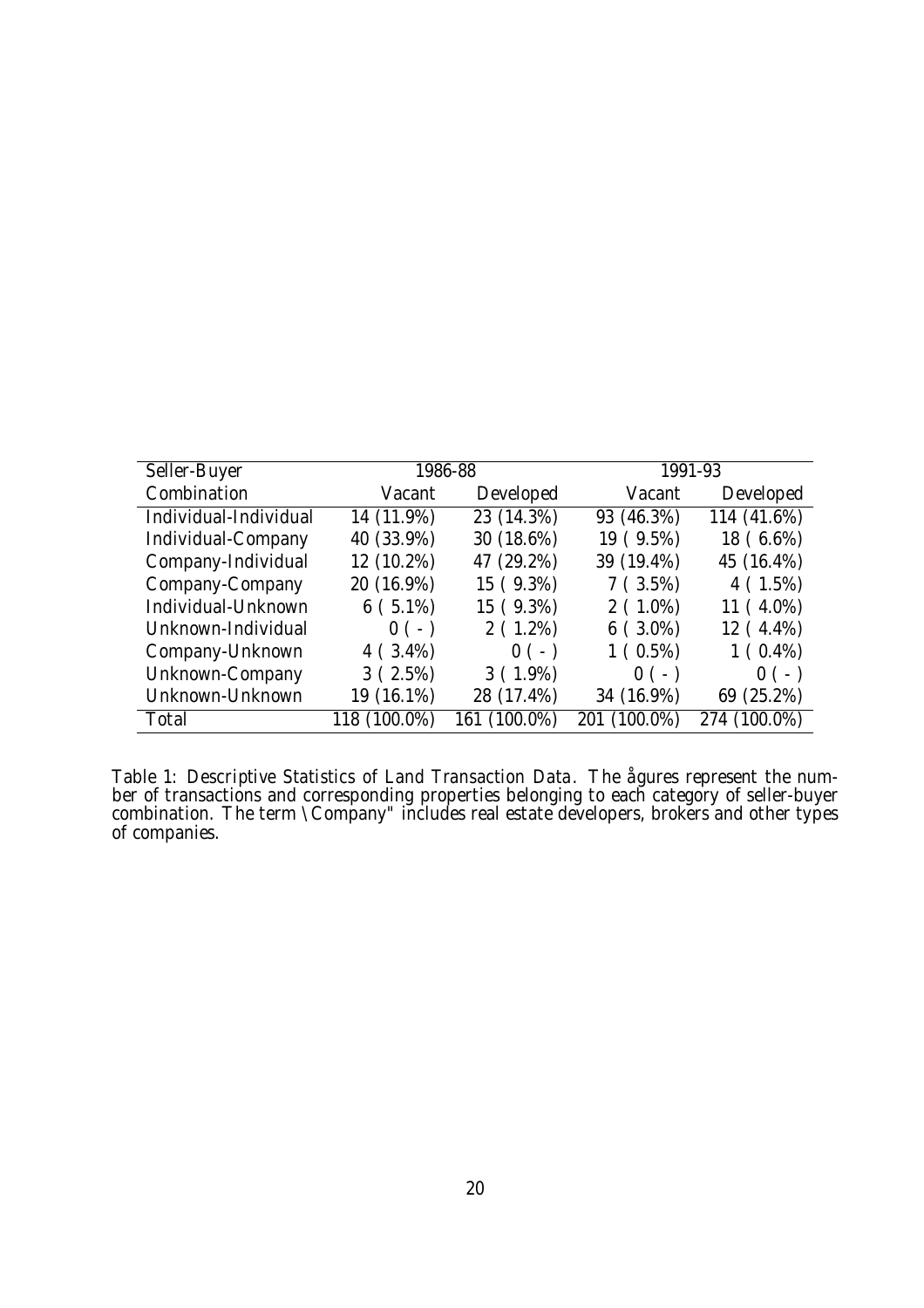| Seller-Buyer | 1986-88 | | 1991-93 | |
|---|---|---|---|---|
| Combination | Vacant | Developed | Vacant | Developed |
| Individual-Individual | 14 (11.9%) | 23 (14.3%) | 93 (46.3%) | 114 (41.6%) |
| Individual-Company | 40 (33.9%) | 30 (18.6%) | 19 ( 9.5%) | 18 ( 6.6%) |
| Company-Individual | 12 (10.2%) | 47 (29.2%) | 39 (19.4%) | 45 (16.4%) |
| Company-Company | 20 (16.9%) | 15 ( 9.3%) | 7 ( 3.5%) | 4 ( 1.5%) |
| Individual-Unknown | 6 ( 5.1%) | 15 ( 9.3%) | 2 ( 1.0%) | 11 ( 4.0%) |
| Unknown-Individual | 0 ( - ) | 2 ( 1.2%) | 6 ( 3.0%) | 12 ( 4.4%) |
| Company-Unknown | 4 ( 3.4%) | 0 ( - ) | 1 ( 0.5%) | 1 ( 0.4%) |
| Unknown-Company | 3 ( 2.5%) | 3 ( 1.9%) | 0 ( - ) | 0 ( - ) |
| Unknown-Unknown | 19 (16.1%) | 28 (17.4%) | 34 (16.9%) | 69 (25.2%) |
| Total | 118 (100.0%) | 161 (100.0%) | 201 (100.0%) | 274 (100.0%) |

Table 1: Descriptive Statistics of Land Transaction Data. The figures represent the number of transactions and corresponding properties belonging to each category of seller-buyer combination. The term "Company" includes real estate developers, brokers and other types of companies.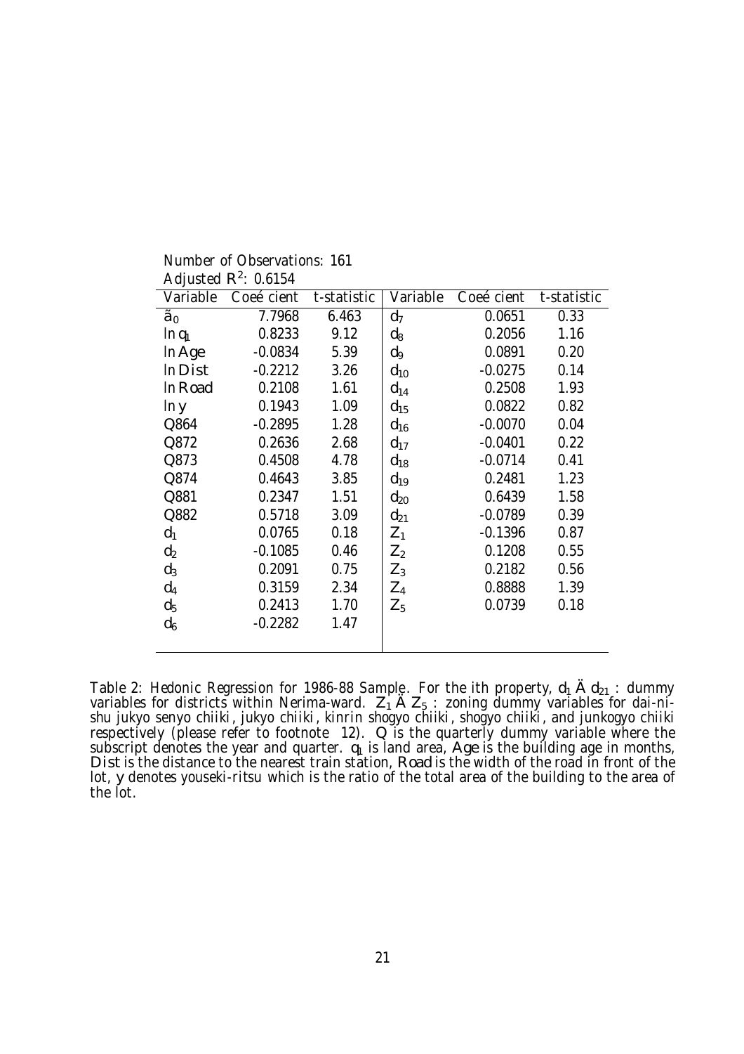Number of Observations: 161

Adjusted $R^2$: 0.6154

| Variable | Coefficient | t-statistic | Variable | Coefficient | t-statistic |
|---|---|---|---|---|---|
| $\alpha_0$ | 7.7968 | 6.463 | $d_7$ | 0.0651 | 0.33 |
| $\ln q_1$ | 0.8233 | 9.12 | $d_8$ | 0.2056 | 1.16 |
| $\ln Age$ | -0.0834 | 5.39 | $d_9$ | 0.0891 | 0.20 |
| $\ln Dist$ | -0.2212 | 3.26 | $d_{10}$ | -0.0275 | 0.14 |
| $\ln Road$ | 0.2108 | 1.61 | $d_{14}$ | 0.2508 | 1.93 |
| $\ln y$ | 0.1943 | 1.09 | $d_{15}$ | 0.0822 | 0.82 |
| Q864 | -0.2895 | 1.28 | $d_{16}$ | -0.0070 | 0.04 |
| Q872 | 0.2636 | 2.68 | $d_{17}$ | -0.0401 | 0.22 |
| Q873 | 0.4508 | 4.78 | $d_{18}$ | -0.0714 | 0.41 |
| Q874 | 0.4643 | 3.85 | $d_{19}$ | 0.2481 | 1.23 |
| Q881 | 0.2347 | 1.51 | $d_{20}$ | 0.6439 | 1.58 |
| Q882 | 0.5718 | 3.09 | $d_{21}$ | -0.0789 | 0.39 |
| $d_1$ | 0.0765 | 0.18 | $Z_1$ | -0.1396 | 0.87 |
| $d_2$ | -0.1085 | 0.46 | $Z_2$ | 0.1208 | 0.55 |
| $d_3$ | 0.2091 | 0.75 | $Z_3$ | 0.2182 | 0.56 |
| $d_4$ | 0.3159 | 2.34 | $Z_4$ | 0.8888 | 1.39 |
| $d_5$ | 0.2413 | 1.70 | $Z_5$ | 0.0739 | 0.18 |
| $d_6$ | -0.2282 | 1.47 | | | |

*Table 2: Hedonic Regression for 1986-88 Sample. For the ith property, $d_1 \sim d_{21}$ : dummy variables for districts within Nerima-ward. $Z_1 \sim Z_5$ : zoning dummy variables for dai-ni-shu jukyo senyo chiiki, jukyo chiiki, kinrin shogyo chiiki, shogyo chiiki, and junkogyo chiiki respectively (please refer to footnote 12). $Q$ is the quarterly dummy variable where the subscript denotes the year and quarter. $q_1$ is land area, $Age$ is the building age in months, $Dist$ is the distance to the nearest train station, $Road$ is the width of the road in front of the lot, $y$ denotes youseki-ritsu which is the ratio of the total area of the building to the area of the lot.*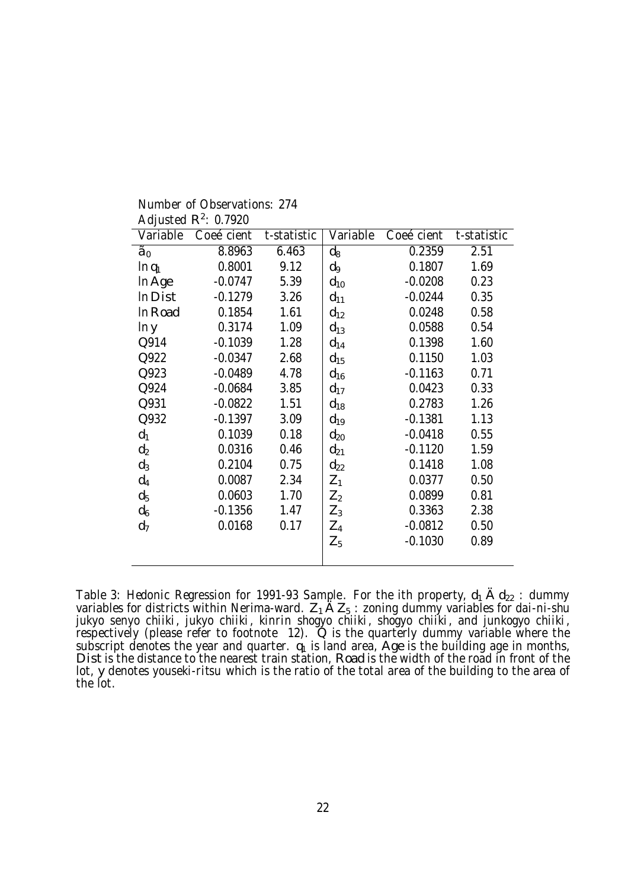Number of Observations: 274

Adjusted $R^2$: 0.7920

| Variable | Coeﬃcient | t-statistic | Variable | Coeﬃcient | t-statistic |
|---|---|---|---|---|---|
| $\beta_0$ | 8.8963 | 6.463 | $d_8$ | 0.2359 | 2.51 |
| $\ln q_1$ | 0.8001 | 9.12 | $d_9$ | 0.1807 | 1.69 |
| $\ln Age$ | -0.0747 | 5.39 | $d_{10}$ | -0.0208 | 0.23 |
| $\ln Dist$ | -0.1279 | 3.26 | $d_{11}$ | -0.0244 | 0.35 |
| $\ln Road$ | 0.1854 | 1.61 | $d_{12}$ | 0.0248 | 0.58 |
| $\ln y$ | 0.3174 | 1.09 | $d_{13}$ | 0.0588 | 0.54 |
| Q914 | -0.1039 | 1.28 | $d_{14}$ | 0.1398 | 1.60 |
| Q922 | -0.0347 | 2.68 | $d_{15}$ | 0.1150 | 1.03 |
| Q923 | -0.0489 | 4.78 | $d_{16}$ | -0.1163 | 0.71 |
| Q924 | -0.0684 | 3.85 | $d_{17}$ | 0.0423 | 0.33 |
| Q931 | -0.0822 | 1.51 | $d_{18}$ | 0.2783 | 1.26 |
| Q932 | -0.1397 | 3.09 | $d_{19}$ | -0.1381 | 1.13 |
| $d_1$ | 0.1039 | 0.18 | $d_{20}$ | -0.0418 | 0.55 |
| $d_2$ | 0.0316 | 0.46 | $d_{21}$ | -0.1120 | 1.59 |
| $d_3$ | 0.2104 | 0.75 | $d_{22}$ | 0.1418 | 1.08 |
| $d_4$ | 0.0087 | 2.34 | $Z_1$ | 0.0377 | 0.50 |
| $d_5$ | 0.0603 | 1.70 | $Z_2$ | 0.0899 | 0.81 |
| $d_6$ | -0.1356 | 1.47 | $Z_3$ | 0.3363 | 2.38 |
| $d_7$ | 0.0168 | 0.17 | $Z_4$ | -0.0812 | 0.50 |
| | | | $Z_5$ | -0.1030 | 0.89 |

Table 3: Hedonic Regression for 1991-93 Sample. For the ith property, $d_1 \sim d_{22}$ : dummy variables for districts within Nerima-ward. $Z_1 \sim Z_5$ : zoning dummy variables for dai-ni-shu jukyo senyo chiiki, jukyo chiiki, kinrin shogyo chiiki, shogyo chiiki, and junkogyo chiiki, respectively (please refer to footnote 12). $Q$ is the quarterly dummy variable where the subscript denotes the year and quarter. $q_1$ is land area, $Age$ is the building age in months, $Dist$ is the distance to the nearest train station, $Road$ is the width of the road in front of the lot, $y$ denotes youseki-ritsu which is the ratio of the total area of the building to the area of the lot.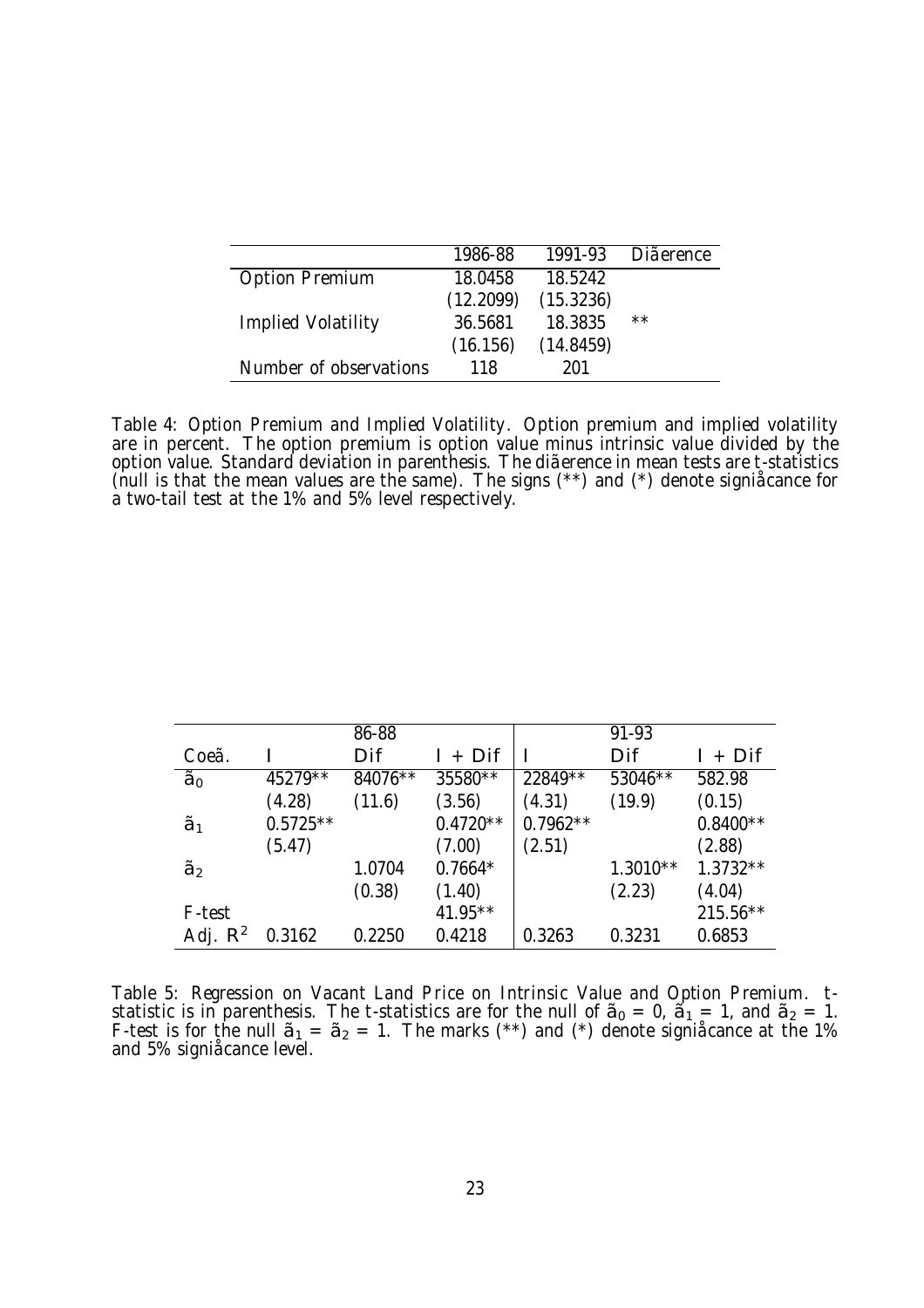| | 1986-88 | 1991-93 | Difference |
|---|---|---|---|
| Option Premium | 18.0458 | 18.5242 | |
| | (12.2099) | (15.3236) | |
| Implied Volatility | 36.5681 | 18.3835 | ** |
| | (16.156) | (14.8459) | |
| Number of observations | 118 | 201 | |

Table 4: Option Premium and Implied Volatility. Option premium and implied volatility are in percent. The option premium is option value minus intrinsic value divided by the option value. Standard deviation in parenthesis. The difference in mean tests are t-statistics (null is that the mean values are the same). The signs (**) and (*) denote significance for a two-tail test at the 1% and 5% level respectively.

| | | 86-88 | | | 91-93 | |
|---|---|---|---|---|---|---|
| Coef. | I | Dif | I + Dif | I | Dif | I + Dif |
| $\beta_0$ | 45279** | 84076** | 35580** | 22849** | 53046** | 582.98 |
| | (4.28) | (11.6) | (3.56) | (4.31) | (19.9) | (0.15) |
| $\beta_1$ | 0.5725** | | 0.4720** | 0.7962** | | 0.8400** |
| | (5.47) | | (7.00) | (2.51) | | (2.88) |
| $\beta_2$ | | 1.0704 | 0.7664* | | 1.3010** | 1.3732** |
| | | (0.38) | (1.40) | | (2.23) | (4.04) |
| F-test | | | 41.95** | | | 215.56** |
| Adj. $R^2$ | 0.3162 | 0.2250 | 0.4218 | 0.3263 | 0.3231 | 0.6853 |

Table 5: Regression on Vacant Land Price on Intrinsic Value and Option Premium. t-statistic is in parenthesis. The t-statistics are for the null of $\beta_0 = 0$, $\beta_1 = 1$, and $\beta_2 = 1$. F-test is for the null $\beta_1 = \beta_2 = 1$. The marks (**) and (*) denote significance at the 1% and 5% significance level.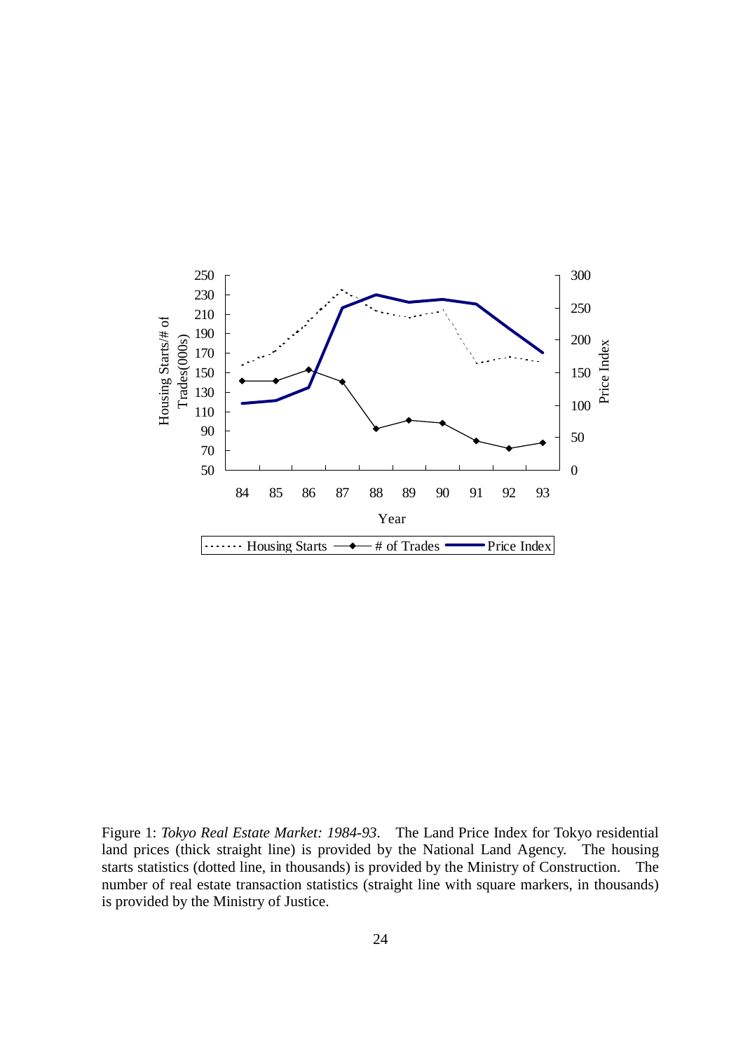Figure 1: *Tokyo Real Estate Market: 1984-93*. The Land Price Index for Tokyo residential land prices (thick straight line) is provided by the National Land Agency. The housing starts statistics (dotted line, in thousands) is provided by the Ministry of Construction. The number of real estate transaction statistics (straight line with square markers, in thousands) is provided by the Ministry of Justice.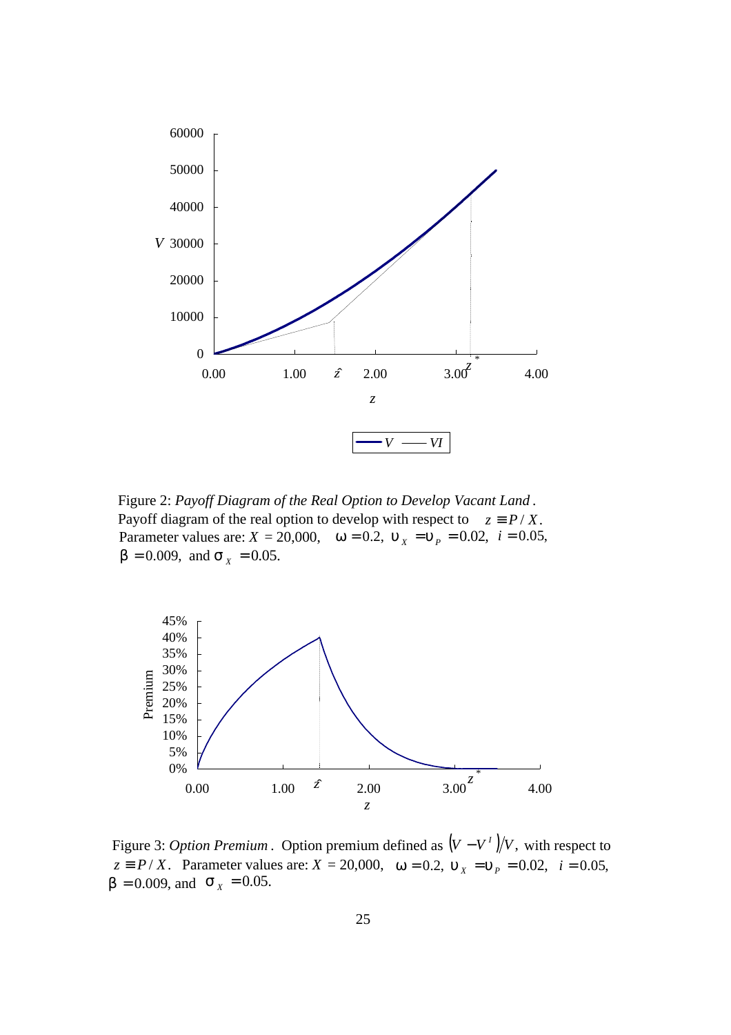60000
50000
40000
$V$ 30000
20000
10000
0
0.00
1.00
$\hat{z}$
2.00
3.00
$z^*$
4.00
$z$

$V$ $VI$

Figure 2: *Payoff Diagram of the Real Option to Develop Vacant Land*. Payoff diagram of the real option to develop with respect to $z \equiv P/X$. Parameter values are: $X$ = 20,000, $\omega = 0.2$, $\upsilon_X = \upsilon_P = 0.02$, $i = 0.05$, $\beta = 0.009$, and $\sigma_X = 0.05$.

45%
40%
35%
30%
25%
20%
15%
10%
5%
0%
Premium
0.00
1.00
$\hat{z}$
2.00
3.00
$z^*$
4.00
$z$

Figure 3: *Option Premium*. Option premium defined as $(V - V^I)/V$, with respect to $z \equiv P/X$. Parameter values are: $X$ = 20,000, $\omega = 0.2$, $\upsilon_X = \upsilon_P = 0.02$, $i = 0.05$, $\beta = 0.009$, and $\sigma_X = 0.05$.